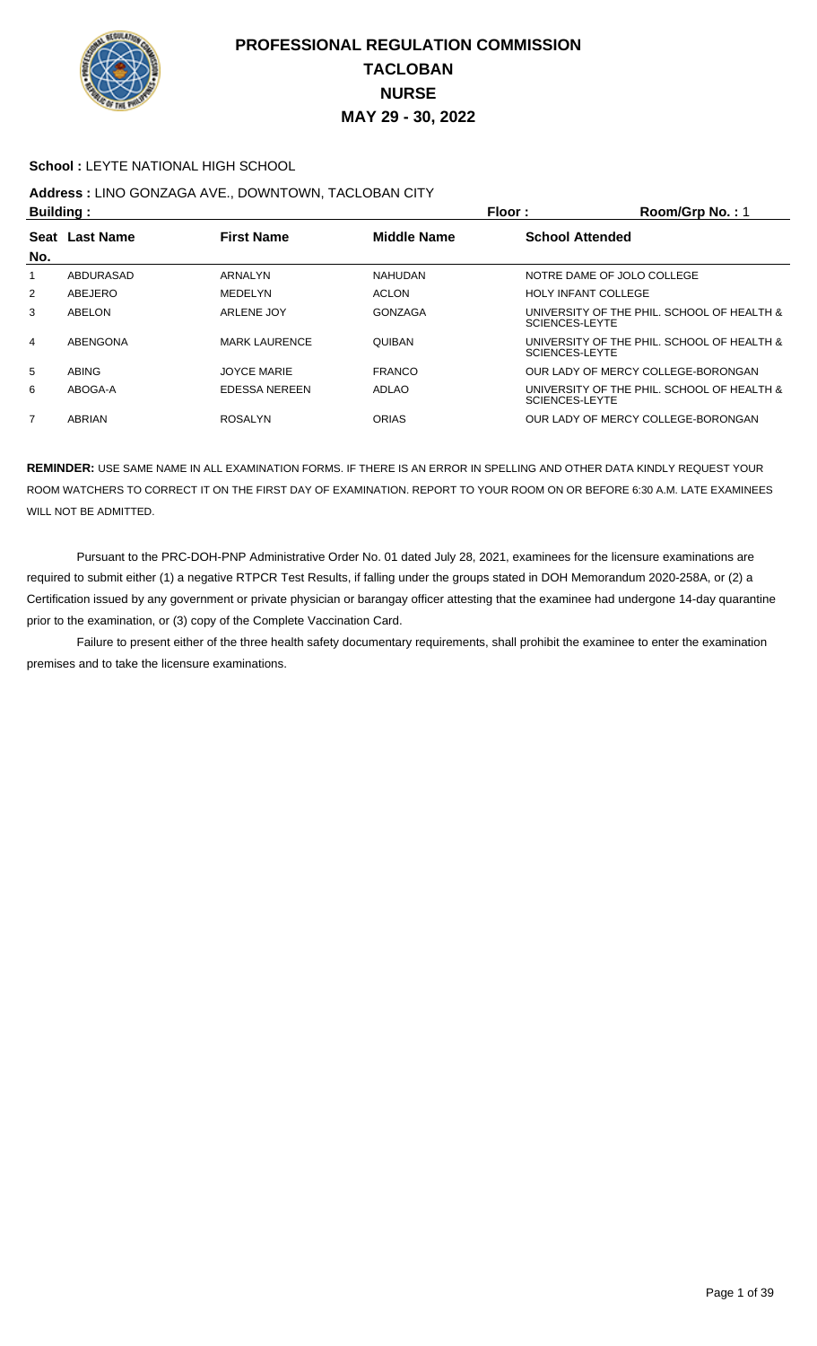# PROFESSIONAL REGULATION COMMISSION
# TACLOBAN
# NURSE
# MAY 29 - 30, 2022

**School :** LEYTE NATIONAL HIGH SCHOOL

**Address :** LINO GONZAGA AVE., DOWNTOWN, TACLOBAN CITY

**Building :** **Floor :** **Room/Grp No. :** 1

| Seat No. | Last Name | First Name | Middle Name | School Attended |
|---|---|---|---|---|
| 1 | ABDURASAD | ARNALYN | NAHUDAN | NOTRE DAME OF JOLO COLLEGE |
| 2 | ABEJERO | MEDELYN | ACLON | HOLY INFANT COLLEGE |
| 3 | ABELON | ARLENE JOY | GONZAGA | UNIVERSITY OF THE PHIL. SCHOOL OF HEALTH & SCIENCES-LEYTE |
| 4 | ABENGONA | MARK LAURENCE | QUIBAN | UNIVERSITY OF THE PHIL. SCHOOL OF HEALTH & SCIENCES-LEYTE |
| 5 | ABING | JOYCE MARIE | FRANCO | OUR LADY OF MERCY COLLEGE-BORONGAN |
| 6 | ABOGA-A | EDESSA NEREEN | ADLAO | UNIVERSITY OF THE PHIL. SCHOOL OF HEALTH & SCIENCES-LEYTE |
| 7 | ABRIAN | ROSALYN | ORIAS | OUR LADY OF MERCY COLLEGE-BORONGAN |

**REMINDER:** USE SAME NAME IN ALL EXAMINATION FORMS. IF THERE IS AN ERROR IN SPELLING AND OTHER DATA KINDLY REQUEST YOUR ROOM WATCHERS TO CORRECT IT ON THE FIRST DAY OF EXAMINATION. REPORT TO YOUR ROOM ON OR BEFORE 6:30 A.M. LATE EXAMINEES WILL NOT BE ADMITTED.

Pursuant to the PRC-DOH-PNP Administrative Order No. 01 dated July 28, 2021, examinees for the licensure examinations are required to submit either (1) a negative RTPCR Test Results, if falling under the groups stated in DOH Memorandum 2020-258A, or (2) a Certification issued by any government or private physician or barangay officer attesting that the examinee had undergone 14-day quarantine prior to the examination, or (3) copy of the Complete Vaccination Card.

Failure to present either of the three health safety documentary requirements, shall prohibit the examinee to enter the examination premises and to take the licensure examinations.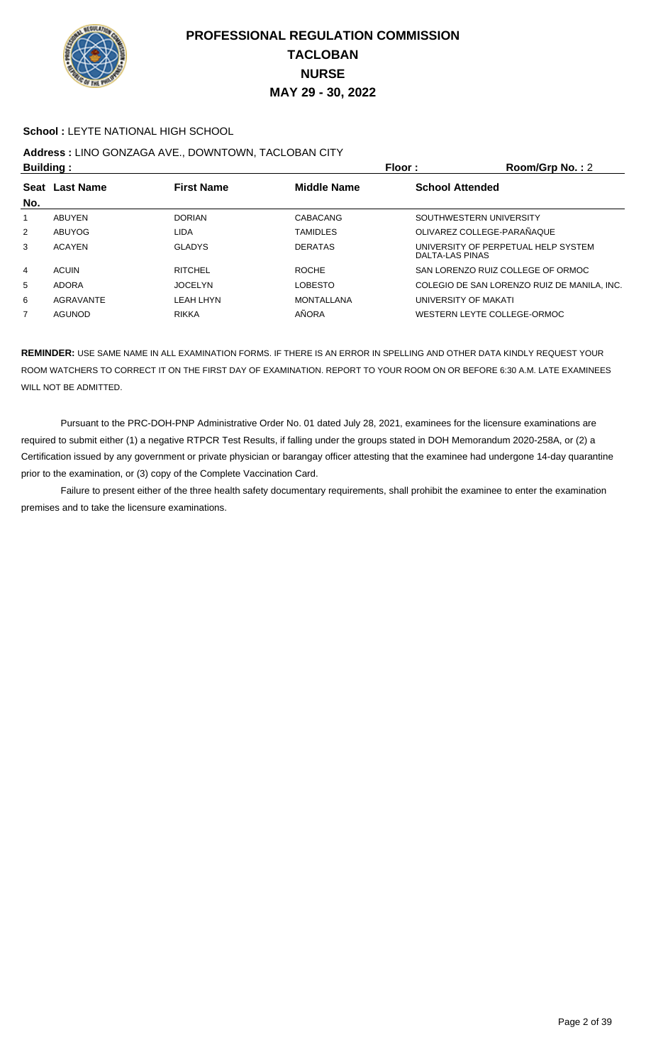# PROFESSIONAL REGULATION COMMISSION
# TACLOBAN
# NURSE
# MAY 29 - 30, 2022

**School :** LEYTE NATIONAL HIGH SCHOOL

**Address :** LINO GONZAGA AVE., DOWNTOWN, TACLOBAN CITY

**Building :** | **Floor :** | **Room/Grp No. :** 2

| Seat No. | Last Name | First Name | Middle Name | School Attended |
|---|---|---|---|---|
| 1 | ABUYEN | DORIAN | CABACANG | SOUTHWESTERN UNIVERSITY |
| 2 | ABUYOG | LIDA | TAMIDLES | OLIVAREZ COLLEGE-PARAÑAQUE |
| 3 | ACAYEN | GLADYS | DERATAS | UNIVERSITY OF PERPETUAL HELP SYSTEM DALTA-LAS PINAS |
| 4 | ACUIN | RITCHEL | ROCHE | SAN LORENZO RUIZ COLLEGE OF ORMOC |
| 5 | ADORA | JOCELYN | LOBESTO | COLEGIO DE SAN LORENZO RUIZ DE MANILA, INC. |
| 6 | AGRAVANTE | LEAH LHYN | MONTALLANA | UNIVERSITY OF MAKATI |
| 7 | AGUNOD | RIKKA | AÑORA | WESTERN LEYTE COLLEGE-ORMOC |

**REMINDER:** USE SAME NAME IN ALL EXAMINATION FORMS. IF THERE IS AN ERROR IN SPELLING AND OTHER DATA KINDLY REQUEST YOUR ROOM WATCHERS TO CORRECT IT ON THE FIRST DAY OF EXAMINATION. REPORT TO YOUR ROOM ON OR BEFORE 6:30 A.M. LATE EXAMINEES WILL NOT BE ADMITTED.

Pursuant to the PRC-DOH-PNP Administrative Order No. 01 dated July 28, 2021, examinees for the licensure examinations are required to submit either (1) a negative RTPCR Test Results, if falling under the groups stated in DOH Memorandum 2020-258A, or (2) a Certification issued by any government or private physician or barangay officer attesting that the examinee had undergone 14-day quarantine prior to the examination, or (3) copy of the Complete Vaccination Card.

Failure to present either of the three health safety documentary requirements, shall prohibit the examinee to enter the examination premises and to take the licensure examinations.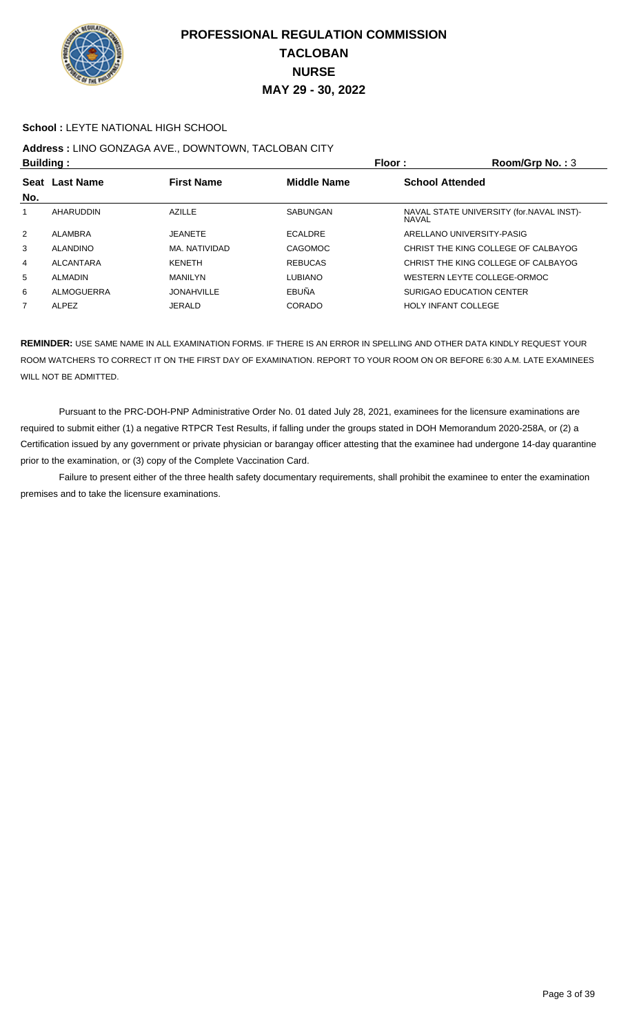# PROFESSIONAL REGULATION COMMISSION
# TACLOBAN
# NURSE
# MAY 29 - 30, 2022

**School :** LEYTE NATIONAL HIGH SCHOOL

**Address :** LINO GONZAGA AVE., DOWNTOWN, TACLOBAN CITY

**Building :** | **Floor :** | **Room/Grp No. :** 3

| Seat No. | Last Name | First Name | Middle Name | School Attended |
|---|---|---|---|---|
| 1 | AHARUDDIN | AZILLE | SABUNGAN | NAVAL STATE UNIVERSITY (for.NAVAL INST)-NAVAL |
| 2 | ALAMBRA | JEANETE | ECALDRE | ARELLANO UNIVERSITY-PASIG |
| 3 | ALANDINO | MA. NATIVIDAD | CAGOMOC | CHRIST THE KING COLLEGE OF CALBAYOG |
| 4 | ALCANTARA | KENETH | REBUCAS | CHRIST THE KING COLLEGE OF CALBAYOG |
| 5 | ALMADIN | MANILYN | LUBIANO | WESTERN LEYTE COLLEGE-ORMOC |
| 6 | ALMOGUERRA | JONAHVILLE | EBUÑA | SURIGAO EDUCATION CENTER |
| 7 | ALPEZ | JERALD | CORADO | HOLY INFANT COLLEGE |

**REMINDER:** USE SAME NAME IN ALL EXAMINATION FORMS. IF THERE IS AN ERROR IN SPELLING AND OTHER DATA KINDLY REQUEST YOUR ROOM WATCHERS TO CORRECT IT ON THE FIRST DAY OF EXAMINATION. REPORT TO YOUR ROOM ON OR BEFORE 6:30 A.M. LATE EXAMINEES WILL NOT BE ADMITTED.

Pursuant to the PRC-DOH-PNP Administrative Order No. 01 dated July 28, 2021, examinees for the licensure examinations are required to submit either (1) a negative RTPCR Test Results, if falling under the groups stated in DOH Memorandum 2020-258A, or (2) a Certification issued by any government or private physician or barangay officer attesting that the examinee had undergone 14-day quarantine prior to the examination, or (3) copy of the Complete Vaccination Card.

Failure to present either of the three health safety documentary requirements, shall prohibit the examinee to enter the examination premises and to take the licensure examinations.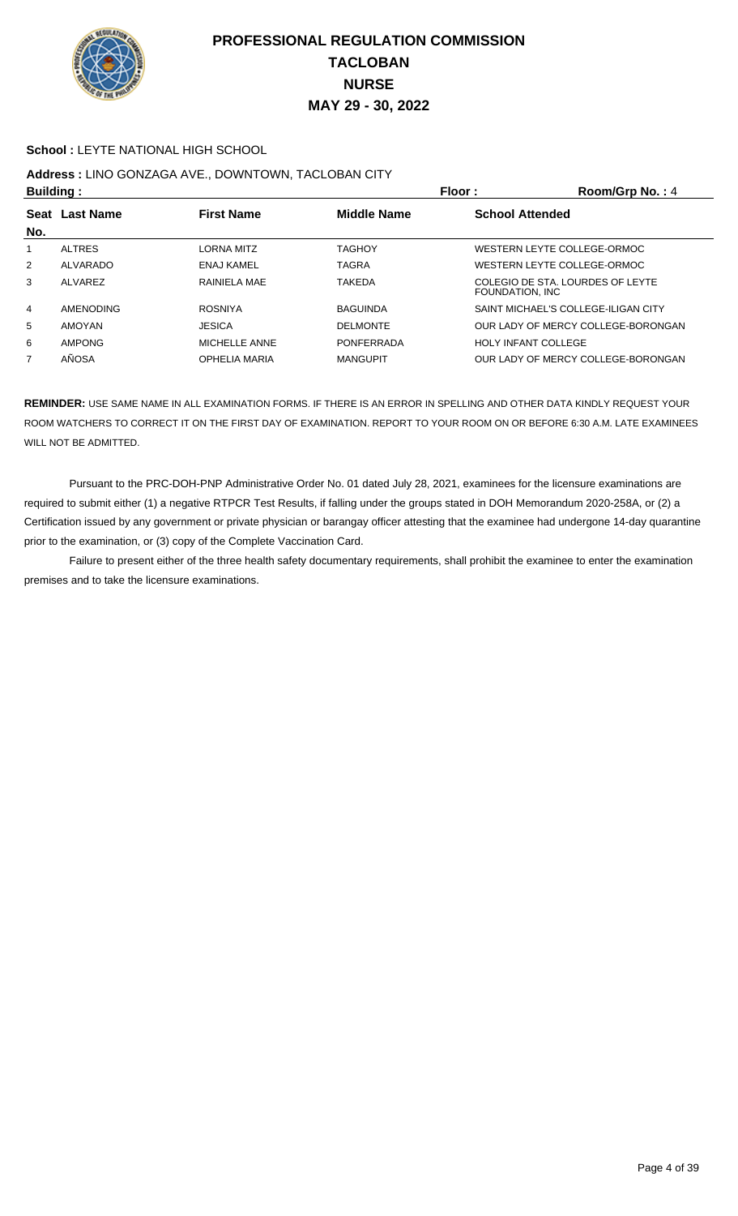# PROFESSIONAL REGULATION COMMISSION
# TACLOBAN
# NURSE
# MAY 29 - 30, 2022

**School :** LEYTE NATIONAL HIGH SCHOOL

**Address :** LINO GONZAGA AVE., DOWNTOWN, TACLOBAN CITY

**Building :** **Floor :** **Room/Grp No. :** 4

| Seat No. | Last Name | First Name | Middle Name | School Attended |
|---|---|---|---|---|
| 1 | ALTRES | LORNA MITZ | TAGHOY | WESTERN LEYTE COLLEGE-ORMOC |
| 2 | ALVARADO | ENAJ KAMEL | TAGRA | WESTERN LEYTE COLLEGE-ORMOC |
| 3 | ALVAREZ | RAINIELA MAE | TAKEDA | COLEGIO DE STA. LOURDES OF LEYTE FOUNDATION, INC |
| 4 | AMENODING | ROSNIYA | BAGUINDA | SAINT MICHAEL'S COLLEGE-ILIGAN CITY |
| 5 | AMOYAN | JESICA | DELMONTE | OUR LADY OF MERCY COLLEGE-BORONGAN |
| 6 | AMPONG | MICHELLE ANNE | PONFERRADA | HOLY INFANT COLLEGE |
| 7 | AÑOSA | OPHELIA MARIA | MANGUPIT | OUR LADY OF MERCY COLLEGE-BORONGAN |

**REMINDER:** USE SAME NAME IN ALL EXAMINATION FORMS. IF THERE IS AN ERROR IN SPELLING AND OTHER DATA KINDLY REQUEST YOUR ROOM WATCHERS TO CORRECT IT ON THE FIRST DAY OF EXAMINATION. REPORT TO YOUR ROOM ON OR BEFORE 6:30 A.M. LATE EXAMINEES WILL NOT BE ADMITTED.

Pursuant to the PRC-DOH-PNP Administrative Order No. 01 dated July 28, 2021, examinees for the licensure examinations are required to submit either (1) a negative RTPCR Test Results, if falling under the groups stated in DOH Memorandum 2020-258A, or (2) a Certification issued by any government or private physician or barangay officer attesting that the examinee had undergone 14-day quarantine prior to the examination, or (3) copy of the Complete Vaccination Card.

Failure to present either of the three health safety documentary requirements, shall prohibit the examinee to enter the examination premises and to take the licensure examinations.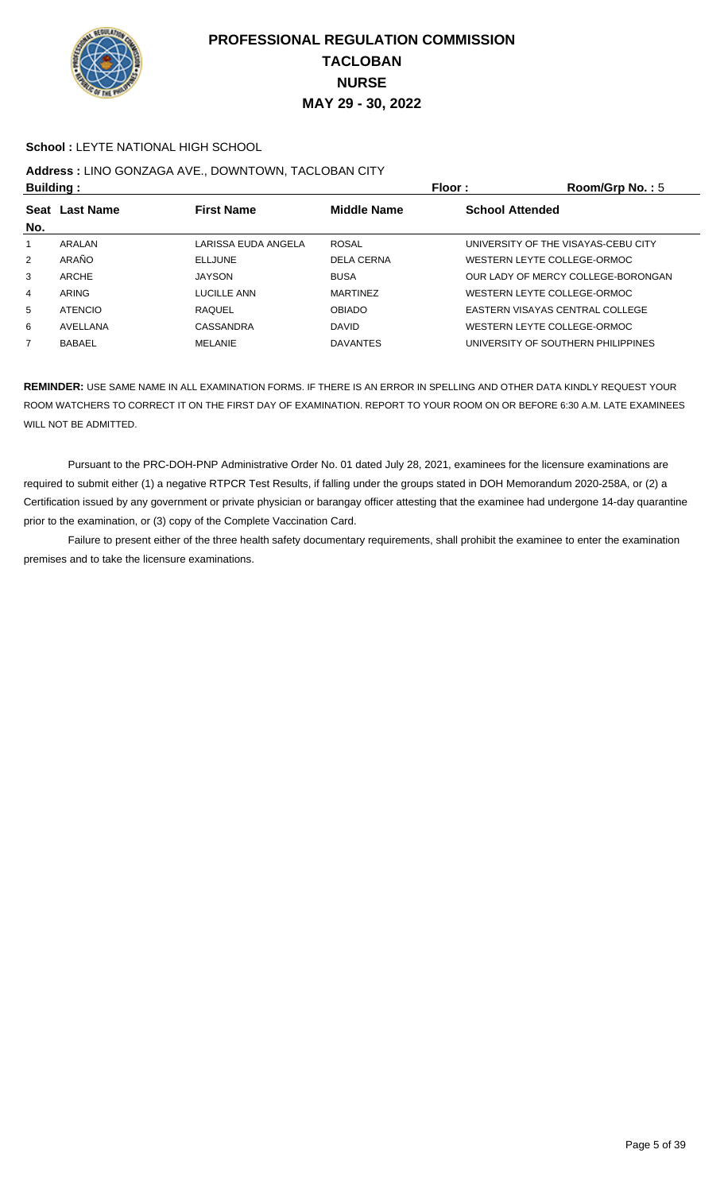# PROFESSIONAL REGULATION COMMISSION
## TACLOBAN
## NURSE
## MAY 29 - 30, 2022

**School :** LEYTE NATIONAL HIGH SCHOOL

**Address :** LINO GONZAGA AVE., DOWNTOWN, TACLOBAN CITY

**Building :** **Floor :** **Room/Grp No. :** 5

| Seat No. | Last Name | First Name | Middle Name | School Attended |
|---|---|---|---|---|
| 1 | ARALAN | LARISSA EUDA ANGELA | ROSAL | UNIVERSITY OF THE VISAYAS-CEBU CITY |
| 2 | ARAÑO | ELLJUNE | DELA CERNA | WESTERN LEYTE COLLEGE-ORMOC |
| 3 | ARCHE | JAYSON | BUSA | OUR LADY OF MERCY COLLEGE-BORONGAN |
| 4 | ARING | LUCILLE ANN | MARTINEZ | WESTERN LEYTE COLLEGE-ORMOC |
| 5 | ATENCIO | RAQUEL | OBIADO | EASTERN VISAYAS CENTRAL COLLEGE |
| 6 | AVELLANA | CASSANDRA | DAVID | WESTERN LEYTE COLLEGE-ORMOC |
| 7 | BABAEL | MELANIE | DAVANTES | UNIVERSITY OF SOUTHERN PHILIPPINES |

**REMINDER:** USE SAME NAME IN ALL EXAMINATION FORMS. IF THERE IS AN ERROR IN SPELLING AND OTHER DATA KINDLY REQUEST YOUR ROOM WATCHERS TO CORRECT IT ON THE FIRST DAY OF EXAMINATION. REPORT TO YOUR ROOM ON OR BEFORE 6:30 A.M. LATE EXAMINEES WILL NOT BE ADMITTED.

Pursuant to the PRC-DOH-PNP Administrative Order No. 01 dated July 28, 2021, examinees for the licensure examinations are required to submit either (1) a negative RTPCR Test Results, if falling under the groups stated in DOH Memorandum 2020-258A, or (2) a Certification issued by any government or private physician or barangay officer attesting that the examinee had undergone 14-day quarantine prior to the examination, or (3) copy of the Complete Vaccination Card.

Failure to present either of the three health safety documentary requirements, shall prohibit the examinee to enter the examination premises and to take the licensure examinations.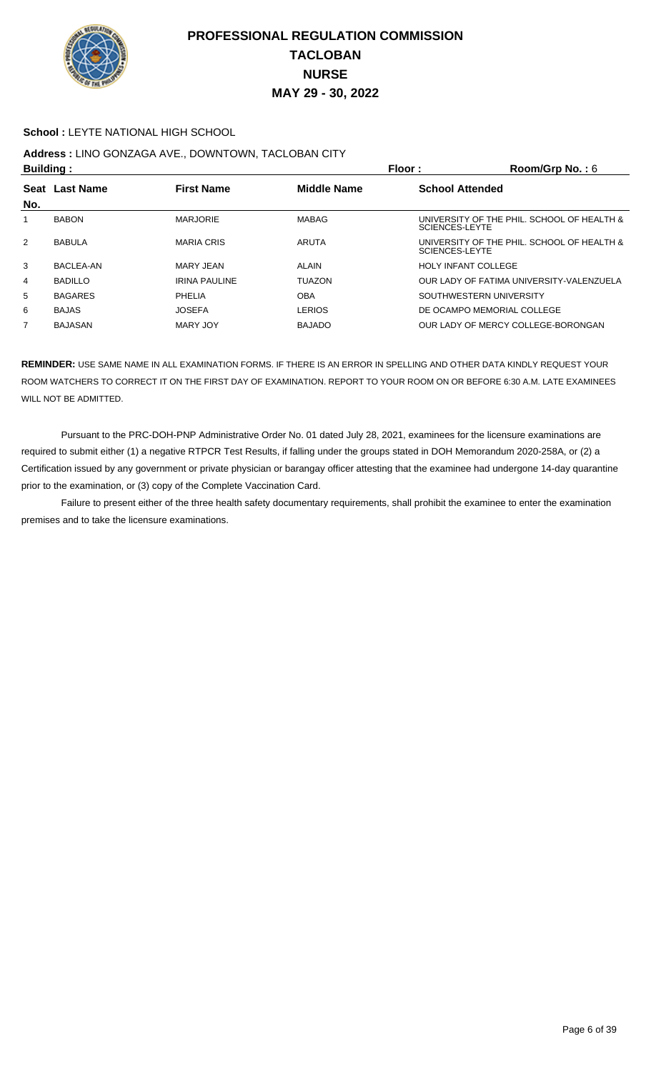# PROFESSIONAL REGULATION COMMISSION
## TACLOBAN
## NURSE
## MAY 29 - 30, 2022

**School :** LEYTE NATIONAL HIGH SCHOOL

**Address :** LINO GONZAGA AVE., DOWNTOWN, TACLOBAN CITY

**Building :** **Floor :** **Room/Grp No. :** 6

| Seat No. | Last Name | First Name | Middle Name | School Attended |
|---|---|---|---|---|
| 1 | BABON | MARJORIE | MABAG | UNIVERSITY OF THE PHIL. SCHOOL OF HEALTH & SCIENCES-LEYTE |
| 2 | BABULA | MARIA CRIS | ARUTA | UNIVERSITY OF THE PHIL. SCHOOL OF HEALTH & SCIENCES-LEYTE |
| 3 | BACLEA-AN | MARY JEAN | ALAIN | HOLY INFANT COLLEGE |
| 4 | BADILLO | IRINA PAULINE | TUAZON | OUR LADY OF FATIMA UNIVERSITY-VALENZUELA |
| 5 | BAGARES | PHELIA | OBA | SOUTHWESTERN UNIVERSITY |
| 6 | BAJAS | JOSEFA | LERIOS | DE OCAMPO MEMORIAL COLLEGE |
| 7 | BAJASAN | MARY JOY | BAJADO | OUR LADY OF MERCY COLLEGE-BORONGAN |

**REMINDER:** USE SAME NAME IN ALL EXAMINATION FORMS. IF THERE IS AN ERROR IN SPELLING AND OTHER DATA KINDLY REQUEST YOUR ROOM WATCHERS TO CORRECT IT ON THE FIRST DAY OF EXAMINATION. REPORT TO YOUR ROOM ON OR BEFORE 6:30 A.M. LATE EXAMINEES WILL NOT BE ADMITTED.

Pursuant to the PRC-DOH-PNP Administrative Order No. 01 dated July 28, 2021, examinees for the licensure examinations are required to submit either (1) a negative RTPCR Test Results, if falling under the groups stated in DOH Memorandum 2020-258A, or (2) a Certification issued by any government or private physician or barangay officer attesting that the examinee had undergone 14-day quarantine prior to the examination, or (3) copy of the Complete Vaccination Card.

Failure to present either of the three health safety documentary requirements, shall prohibit the examinee to enter the examination premises and to take the licensure examinations.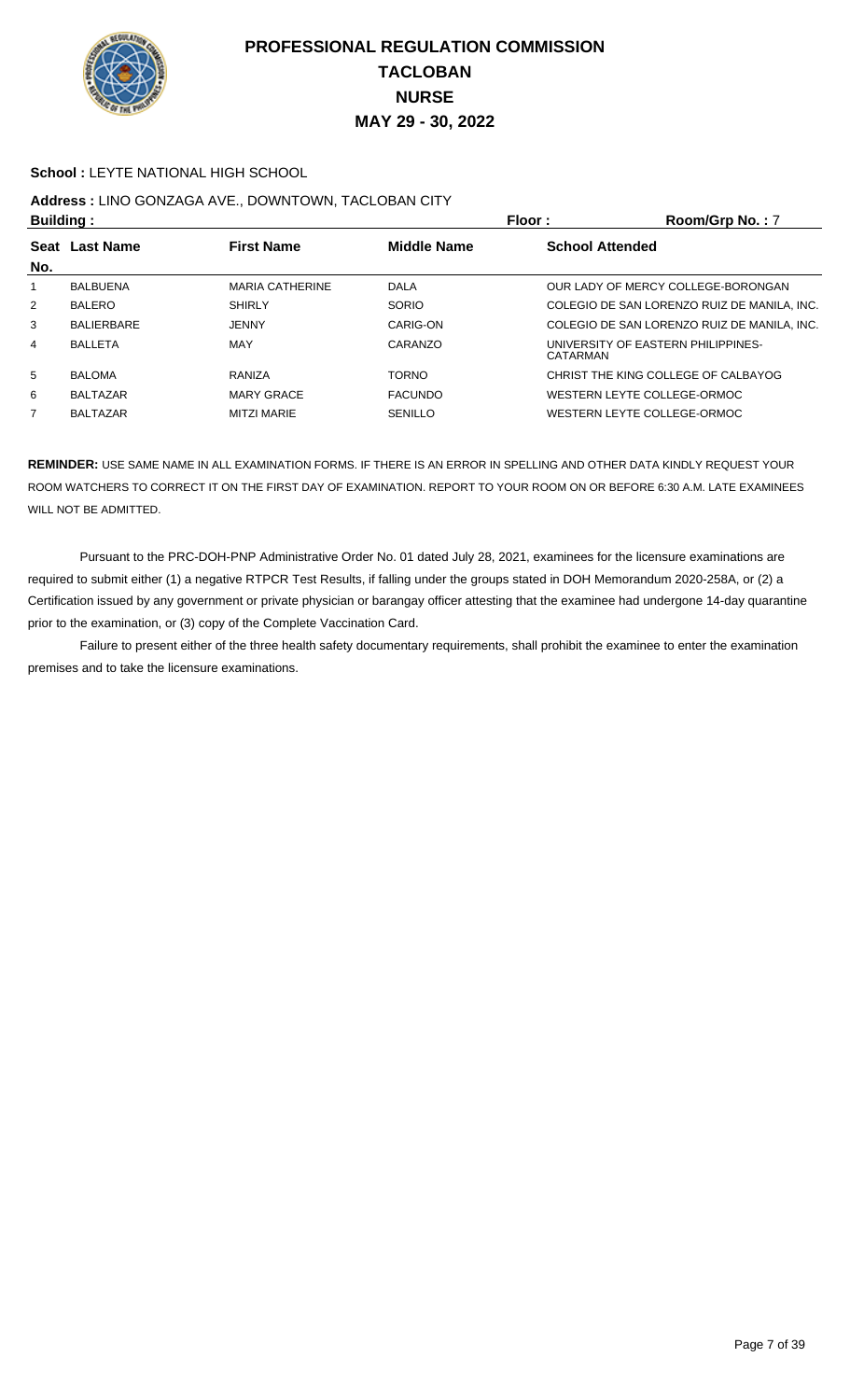# PROFESSIONAL REGULATION COMMISSION
## TACLOBAN
## NURSE
## MAY 29 - 30, 2022

**School :** LEYTE NATIONAL HIGH SCHOOL

**Address :** LINO GONZAGA AVE., DOWNTOWN, TACLOBAN CITY

**Building :** **Floor :** **Room/Grp No. :** 7

| Seat No. | Last Name | First Name | Middle Name | School Attended |
|---|---|---|---|---|
| 1 | BALBUENA | MARIA CATHERINE | DALA | OUR LADY OF MERCY COLLEGE-BORONGAN |
| 2 | BALERO | SHIRLY | SORIO | COLEGIO DE SAN LORENZO RUIZ DE MANILA, INC. |
| 3 | BALIERBARE | JENNY | CARIG-ON | COLEGIO DE SAN LORENZO RUIZ DE MANILA, INC. |
| 4 | BALLETA | MAY | CARANZO | UNIVERSITY OF EASTERN PHILIPPINES-CATARMAN |
| 5 | BALOMA | RANIZA | TORNO | CHRIST THE KING COLLEGE OF CALBAYOG |
| 6 | BALTAZAR | MARY GRACE | FACUNDO | WESTERN LEYTE COLLEGE-ORMOC |
| 7 | BALTAZAR | MITZI MARIE | SENILLO | WESTERN LEYTE COLLEGE-ORMOC |

**REMINDER:** USE SAME NAME IN ALL EXAMINATION FORMS. IF THERE IS AN ERROR IN SPELLING AND OTHER DATA KINDLY REQUEST YOUR ROOM WATCHERS TO CORRECT IT ON THE FIRST DAY OF EXAMINATION. REPORT TO YOUR ROOM ON OR BEFORE 6:30 A.M. LATE EXAMINEES WILL NOT BE ADMITTED.

Pursuant to the PRC-DOH-PNP Administrative Order No. 01 dated July 28, 2021, examinees for the licensure examinations are required to submit either (1) a negative RTPCR Test Results, if falling under the groups stated in DOH Memorandum 2020-258A, or (2) a Certification issued by any government or private physician or barangay officer attesting that the examinee had undergone 14-day quarantine prior to the examination, or (3) copy of the Complete Vaccination Card.

Failure to present either of the three health safety documentary requirements, shall prohibit the examinee to enter the examination premises and to take the licensure examinations.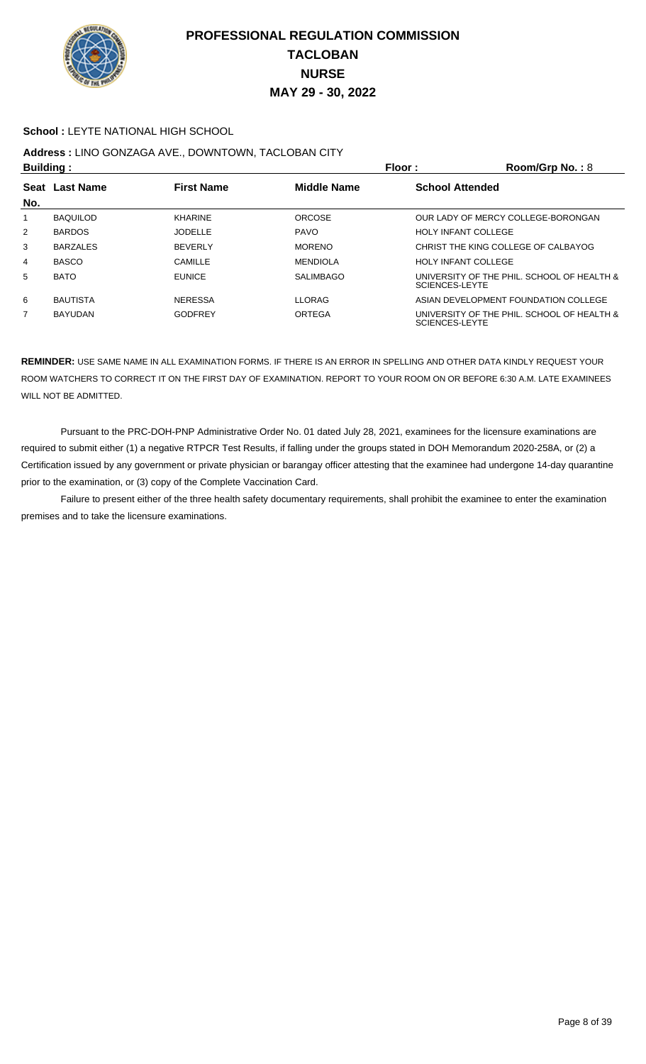# PROFESSIONAL REGULATION COMMISSION
## TACLOBAN
## NURSE
## MAY 29 - 30, 2022

**School :** LEYTE NATIONAL HIGH SCHOOL

**Address :** LINO GONZAGA AVE., DOWNTOWN, TACLOBAN CITY

**Building :** **Floor :** **Room/Grp No. :** 8

| Seat No. | Last Name | First Name | Middle Name | School Attended |
|---|---|---|---|---|
| 1 | BAQUILOD | KHARINE | ORCOSE | OUR LADY OF MERCY COLLEGE-BORONGAN |
| 2 | BARDOS | JODELLE | PAVO | HOLY INFANT COLLEGE |
| 3 | BARZALES | BEVERLY | MORENO | CHRIST THE KING COLLEGE OF CALBAYOG |
| 4 | BASCO | CAMILLE | MENDIOLA | HOLY INFANT COLLEGE |
| 5 | BATO | EUNICE | SALIMBAGO | UNIVERSITY OF THE PHIL. SCHOOL OF HEALTH & SCIENCES-LEYTE |
| 6 | BAUTISTA | NERESSA | LLORAG | ASIAN DEVELOPMENT FOUNDATION COLLEGE |
| 7 | BAYUDAN | GODFREY | ORTEGA | UNIVERSITY OF THE PHIL. SCHOOL OF HEALTH & SCIENCES-LEYTE |

**REMINDER:** USE SAME NAME IN ALL EXAMINATION FORMS. IF THERE IS AN ERROR IN SPELLING AND OTHER DATA KINDLY REQUEST YOUR ROOM WATCHERS TO CORRECT IT ON THE FIRST DAY OF EXAMINATION. REPORT TO YOUR ROOM ON OR BEFORE 6:30 A.M. LATE EXAMINEES WILL NOT BE ADMITTED.

Pursuant to the PRC-DOH-PNP Administrative Order No. 01 dated July 28, 2021, examinees for the licensure examinations are required to submit either (1) a negative RTPCR Test Results, if falling under the groups stated in DOH Memorandum 2020-258A, or (2) a Certification issued by any government or private physician or barangay officer attesting that the examinee had undergone 14-day quarantine prior to the examination, or (3) copy of the Complete Vaccination Card.

Failure to present either of the three health safety documentary requirements, shall prohibit the examinee to enter the examination premises and to take the licensure examinations.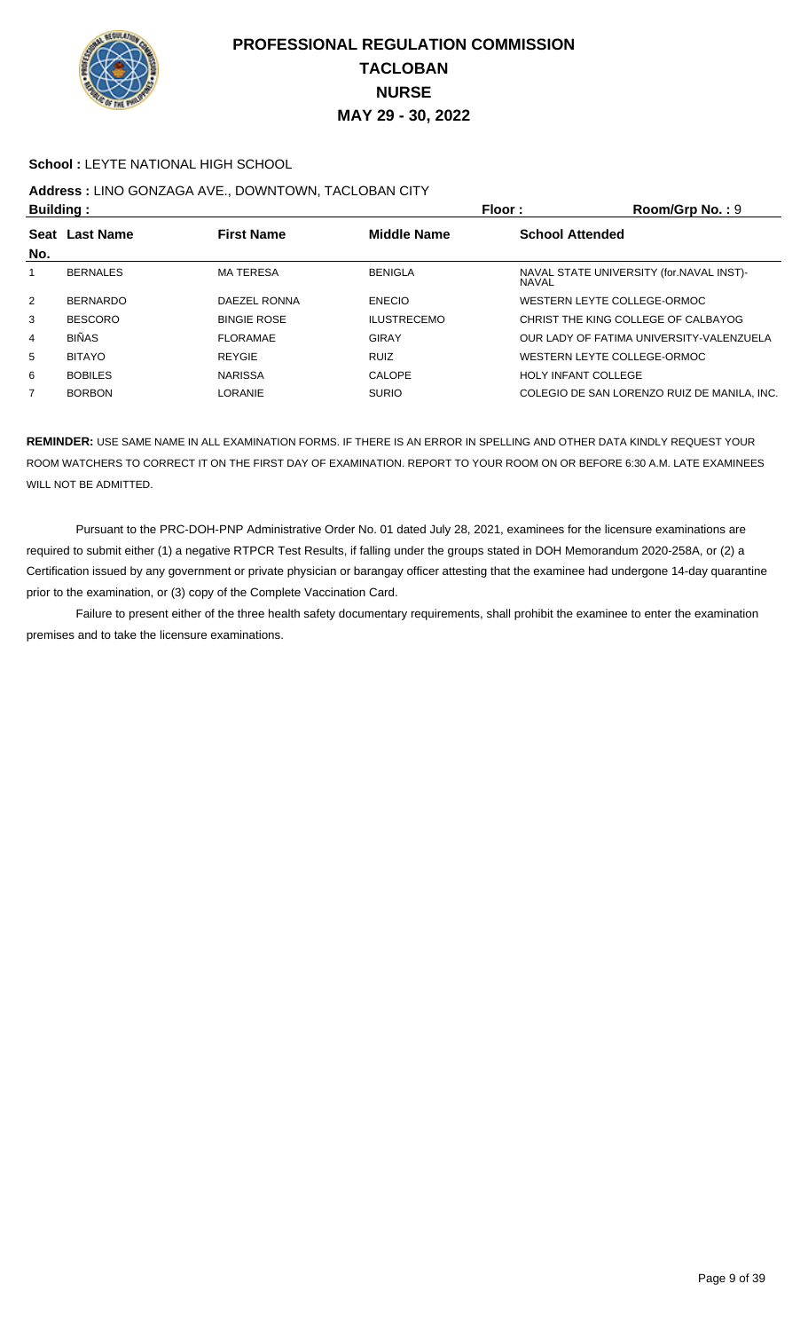# PROFESSIONAL REGULATION COMMISSION
## TACLOBAN
## NURSE
## MAY 29 - 30, 2022

**School :** LEYTE NATIONAL HIGH SCHOOL

**Address :** LINO GONZAGA AVE., DOWNTOWN, TACLOBAN CITY

**Building :** **Floor :** **Room/Grp No. :** 9

| Seat No. | Last Name | First Name | Middle Name | School Attended |
|---|---|---|---|---|
| 1 | BERNALES | MA TERESA | BENIGLA | NAVAL STATE UNIVERSITY (for.NAVAL INST)-NAVAL |
| 2 | BERNARDO | DAEZEL RONNA | ENECIO | WESTERN LEYTE COLLEGE-ORMOC |
| 3 | BESCORO | BINGIE ROSE | ILUSTRECEMO | CHRIST THE KING COLLEGE OF CALBAYOG |
| 4 | BIÑAS | FLORAMAE | GIRAY | OUR LADY OF FATIMA UNIVERSITY-VALENZUELA |
| 5 | BITAYO | REYGIE | RUIZ | WESTERN LEYTE COLLEGE-ORMOC |
| 6 | BOBILES | NARISSA | CALOPE | HOLY INFANT COLLEGE |
| 7 | BORBON | LORANIE | SURIO | COLEGIO DE SAN LORENZO RUIZ DE MANILA, INC. |

**REMINDER:** USE SAME NAME IN ALL EXAMINATION FORMS. IF THERE IS AN ERROR IN SPELLING AND OTHER DATA KINDLY REQUEST YOUR ROOM WATCHERS TO CORRECT IT ON THE FIRST DAY OF EXAMINATION. REPORT TO YOUR ROOM ON OR BEFORE 6:30 A.M. LATE EXAMINEES WILL NOT BE ADMITTED.

Pursuant to the PRC-DOH-PNP Administrative Order No. 01 dated July 28, 2021, examinees for the licensure examinations are required to submit either (1) a negative RTPCR Test Results, if falling under the groups stated in DOH Memorandum 2020-258A, or (2) a Certification issued by any government or private physician or barangay officer attesting that the examinee had undergone 14-day quarantine prior to the examination, or (3) copy of the Complete Vaccination Card.

Failure to present either of the three health safety documentary requirements, shall prohibit the examinee to enter the examination premises and to take the licensure examinations.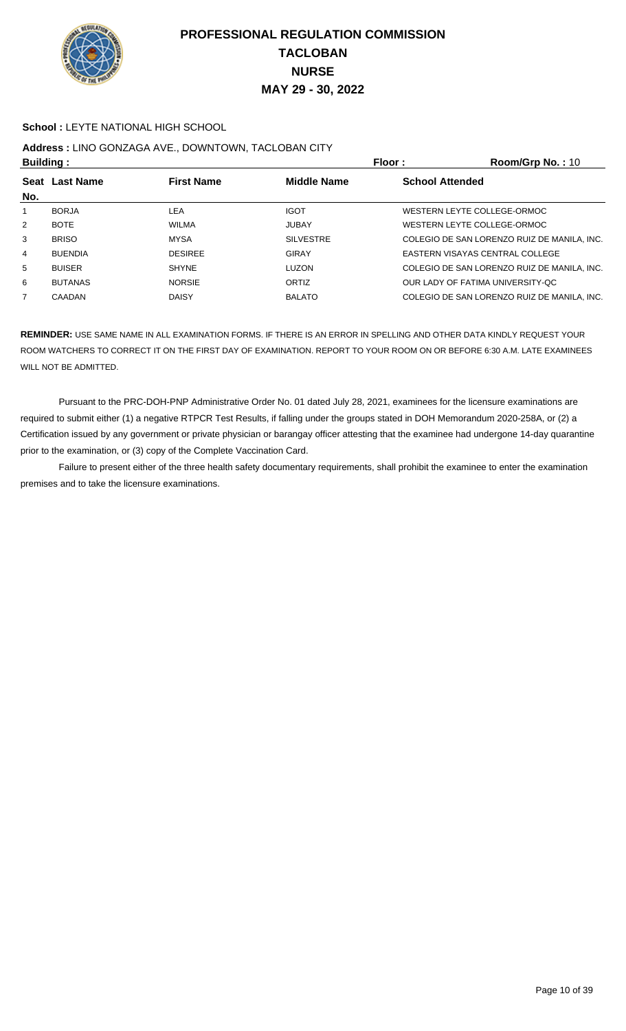# PROFESSIONAL REGULATION COMMISSION
# TACLOBAN
# NURSE
# MAY 29 - 30, 2022

**School :** LEYTE NATIONAL HIGH SCHOOL

**Address :** LINO GONZAGA AVE., DOWNTOWN, TACLOBAN CITY

**Building :** **Floor :** **Room/Grp No. :** 10

| Seat No. | Last Name | First Name | Middle Name | School Attended |
|---|---|---|---|---|
| 1 | BORJA | LEA | IGOT | WESTERN LEYTE COLLEGE-ORMOC |
| 2 | BOTE | WILMA | JUBAY | WESTERN LEYTE COLLEGE-ORMOC |
| 3 | BRISO | MYSA | SILVESTRE | COLEGIO DE SAN LORENZO RUIZ DE MANILA, INC. |
| 4 | BUENDIA | DESIREE | GIRAY | EASTERN VISAYAS CENTRAL COLLEGE |
| 5 | BUISER | SHYNE | LUZON | COLEGIO DE SAN LORENZO RUIZ DE MANILA, INC. |
| 6 | BUTANAS | NORSIE | ORTIZ | OUR LADY OF FATIMA UNIVERSITY-QC |
| 7 | CAADAN | DAISY | BALATO | COLEGIO DE SAN LORENZO RUIZ DE MANILA, INC. |

**REMINDER:** USE SAME NAME IN ALL EXAMINATION FORMS. IF THERE IS AN ERROR IN SPELLING AND OTHER DATA KINDLY REQUEST YOUR ROOM WATCHERS TO CORRECT IT ON THE FIRST DAY OF EXAMINATION. REPORT TO YOUR ROOM ON OR BEFORE 6:30 A.M. LATE EXAMINEES WILL NOT BE ADMITTED.

Pursuant to the PRC-DOH-PNP Administrative Order No. 01 dated July 28, 2021, examinees for the licensure examinations are required to submit either (1) a negative RTPCR Test Results, if falling under the groups stated in DOH Memorandum 2020-258A, or (2) a Certification issued by any government or private physician or barangay officer attesting that the examinee had undergone 14-day quarantine prior to the examination, or (3) copy of the Complete Vaccination Card.

Failure to present either of the three health safety documentary requirements, shall prohibit the examinee to enter the examination premises and to take the licensure examinations.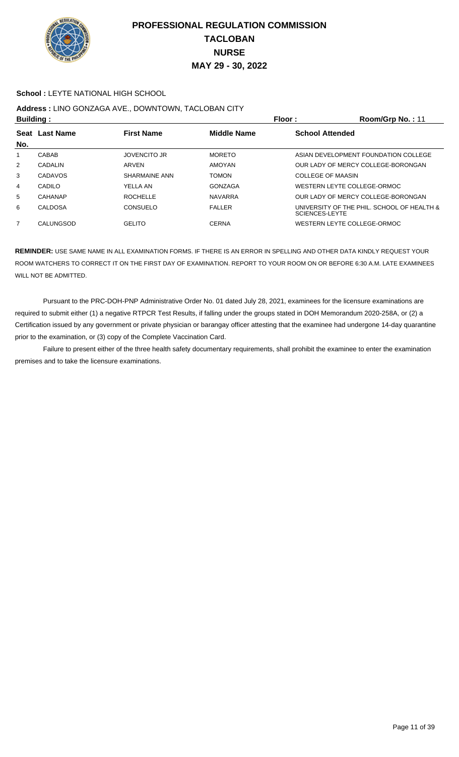# PROFESSIONAL REGULATION COMMISSION
# TACLOBAN
# NURSE
# MAY 29 - 30, 2022

**School :** LEYTE NATIONAL HIGH SCHOOL

**Address :** LINO GONZAGA AVE., DOWNTOWN, TACLOBAN CITY

**Building :** **Floor :** **Room/Grp No. :** 11

| Seat No. | Last Name | First Name | Middle Name | School Attended |
|---|---|---|---|---|
| 1 | CABAB | JOVENCITO JR | MORETO | ASIAN DEVELOPMENT FOUNDATION COLLEGE |
| 2 | CADALIN | ARVEN | AMOYAN | OUR LADY OF MERCY COLLEGE-BORONGAN |
| 3 | CADAVOS | SHARMAINE ANN | TOMON | COLLEGE OF MAASIN |
| 4 | CADILO | YELLA AN | GONZAGA | WESTERN LEYTE COLLEGE-ORMOC |
| 5 | CAHANAP | ROCHELLE | NAVARRA | OUR LADY OF MERCY COLLEGE-BORONGAN |
| 6 | CALDOSA | CONSUELO | FALLER | UNIVERSITY OF THE PHIL. SCHOOL OF HEALTH & SCIENCES-LEYTE |
| 7 | CALUNGSOD | GELITO | CERNA | WESTERN LEYTE COLLEGE-ORMOC |

**REMINDER:** USE SAME NAME IN ALL EXAMINATION FORMS. IF THERE IS AN ERROR IN SPELLING AND OTHER DATA KINDLY REQUEST YOUR ROOM WATCHERS TO CORRECT IT ON THE FIRST DAY OF EXAMINATION. REPORT TO YOUR ROOM ON OR BEFORE 6:30 A.M. LATE EXAMINEES WILL NOT BE ADMITTED.

Pursuant to the PRC-DOH-PNP Administrative Order No. 01 dated July 28, 2021, examinees for the licensure examinations are required to submit either (1) a negative RTPCR Test Results, if falling under the groups stated in DOH Memorandum 2020-258A, or (2) a Certification issued by any government or private physician or barangay officer attesting that the examinee had undergone 14-day quarantine prior to the examination, or (3) copy of the Complete Vaccination Card.

Failure to present either of the three health safety documentary requirements, shall prohibit the examinee to enter the examination premises and to take the licensure examinations.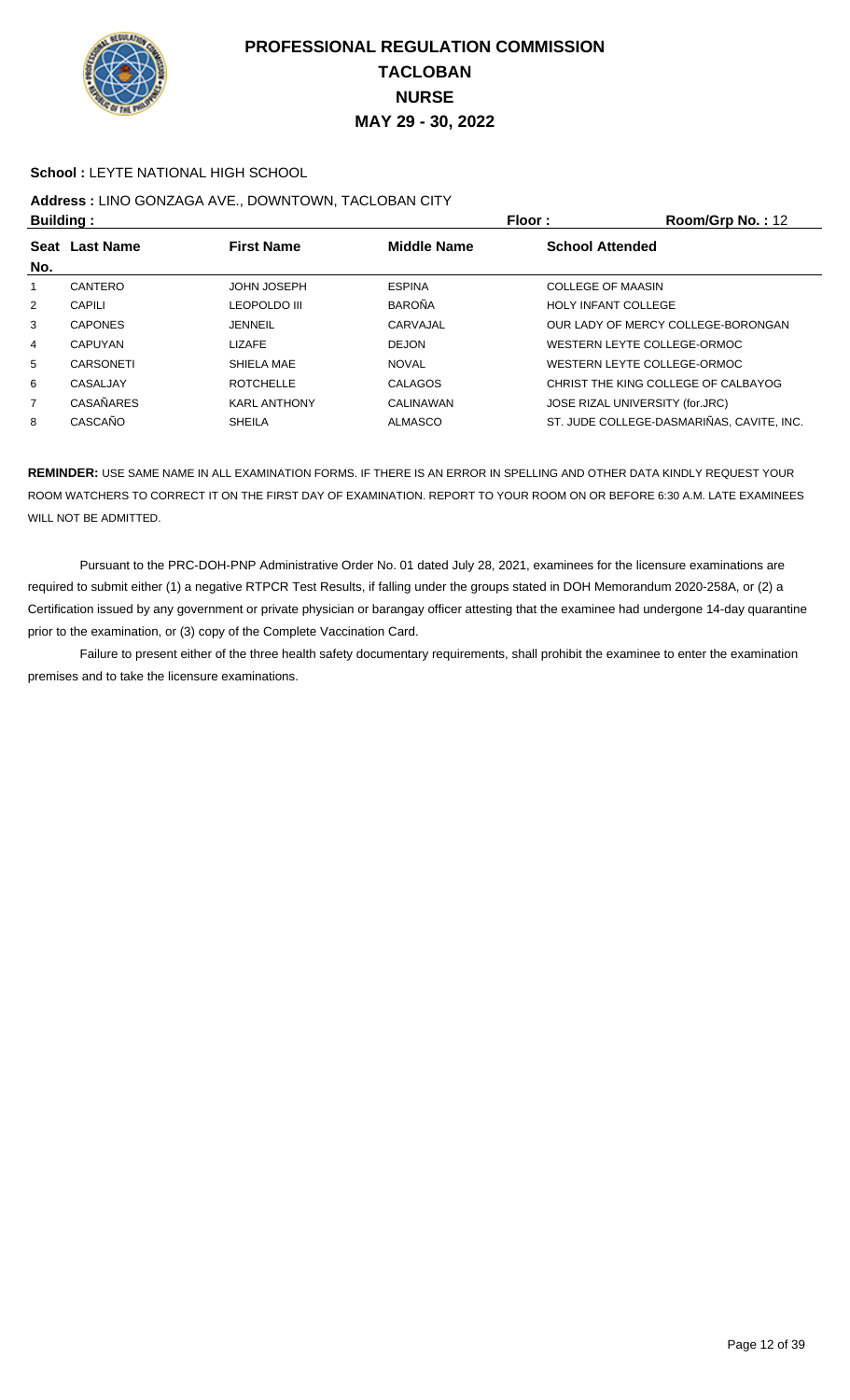# PROFESSIONAL REGULATION COMMISSION
## TACLOBAN
## NURSE
## MAY 29 - 30, 2022

**School :** LEYTE NATIONAL HIGH SCHOOL

**Address :** LINO GONZAGA AVE., DOWNTOWN, TACLOBAN CITY

**Building :** **Floor :** **Room/Grp No. :** 12

| Seat No. | Last Name | First Name | Middle Name | School Attended |
|---|---|---|---|---|
| 1 | CANTERO | JOHN JOSEPH | ESPINA | COLLEGE OF MAASIN |
| 2 | CAPILI | LEOPOLDO III | BAROÑA | HOLY INFANT COLLEGE |
| 3 | CAPONES | JENNEIL | CARVAJAL | OUR LADY OF MERCY COLLEGE-BORONGAN |
| 4 | CAPUYAN | LIZAFE | DEJON | WESTERN LEYTE COLLEGE-ORMOC |
| 5 | CARSONETI | SHIELA MAE | NOVAL | WESTERN LEYTE COLLEGE-ORMOC |
| 6 | CASALJAY | ROTCHELLE | CALAGOS | CHRIST THE KING COLLEGE OF CALBAYOG |
| 7 | CASAÑARES | KARL ANTHONY | CALINAWAN | JOSE RIZAL UNIVERSITY (for.JRC) |
| 8 | CASCAÑO | SHEILA | ALMASCO | ST. JUDE COLLEGE-DASMARIÑAS, CAVITE, INC. |

**REMINDER:** USE SAME NAME IN ALL EXAMINATION FORMS. IF THERE IS AN ERROR IN SPELLING AND OTHER DATA KINDLY REQUEST YOUR ROOM WATCHERS TO CORRECT IT ON THE FIRST DAY OF EXAMINATION. REPORT TO YOUR ROOM ON OR BEFORE 6:30 A.M. LATE EXAMINEES WILL NOT BE ADMITTED.

Pursuant to the PRC-DOH-PNP Administrative Order No. 01 dated July 28, 2021, examinees for the licensure examinations are required to submit either (1) a negative RTPCR Test Results, if falling under the groups stated in DOH Memorandum 2020-258A, or (2) a Certification issued by any government or private physician or barangay officer attesting that the examinee had undergone 14-day quarantine prior to the examination, or (3) copy of the Complete Vaccination Card.

Failure to present either of the three health safety documentary requirements, shall prohibit the examinee to enter the examination premises and to take the licensure examinations.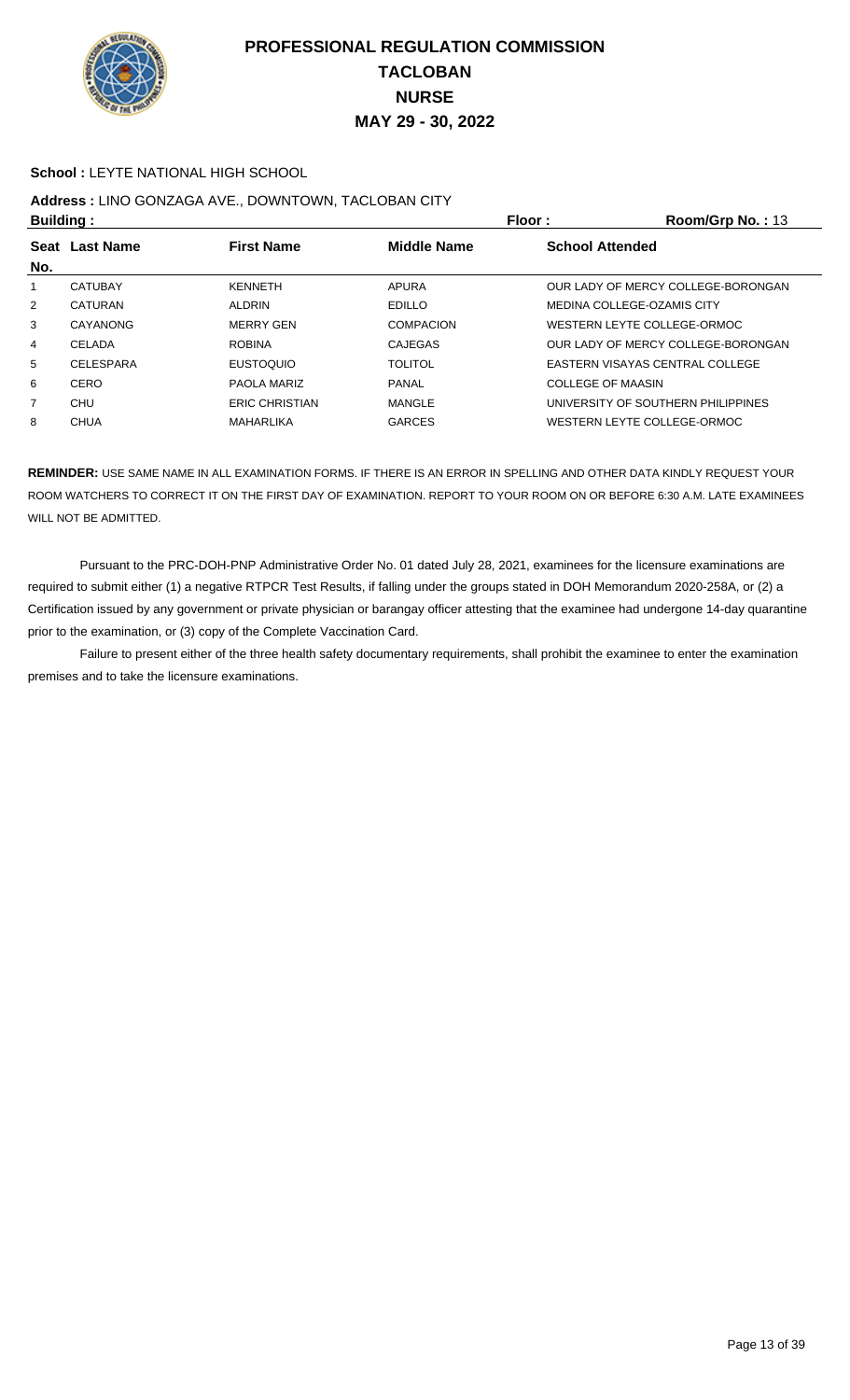# PROFESSIONAL REGULATION COMMISSION
# TACLOBAN
# NURSE
# MAY 29 - 30, 2022

**School :** LEYTE NATIONAL HIGH SCHOOL

**Address :** LINO GONZAGA AVE., DOWNTOWN, TACLOBAN CITY

**Building :** **Floor :** **Room/Grp No. :** 13

| Seat No. | Last Name | First Name | Middle Name | School Attended |
|---|---|---|---|---|
| 1 | CATUBAY | KENNETH | APURA | OUR LADY OF MERCY COLLEGE-BORONGAN |
| 2 | CATURAN | ALDRIN | EDILLO | MEDINA COLLEGE-OZAMIS CITY |
| 3 | CAYANONG | MERRY GEN | COMPACION | WESTERN LEYTE COLLEGE-ORMOC |
| 4 | CELADA | ROBINA | CAJEGAS | OUR LADY OF MERCY COLLEGE-BORONGAN |
| 5 | CELESPARA | EUSTOQUIO | TOLITOL | EASTERN VISAYAS CENTRAL COLLEGE |
| 6 | CERO | PAOLA MARIZ | PANAL | COLLEGE OF MAASIN |
| 7 | CHU | ERIC CHRISTIAN | MANGLE | UNIVERSITY OF SOUTHERN PHILIPPINES |
| 8 | CHUA | MAHARLIKA | GARCES | WESTERN LEYTE COLLEGE-ORMOC |

**REMINDER:** USE SAME NAME IN ALL EXAMINATION FORMS. IF THERE IS AN ERROR IN SPELLING AND OTHER DATA KINDLY REQUEST YOUR ROOM WATCHERS TO CORRECT IT ON THE FIRST DAY OF EXAMINATION. REPORT TO YOUR ROOM ON OR BEFORE 6:30 A.M. LATE EXAMINEES WILL NOT BE ADMITTED.

Pursuant to the PRC-DOH-PNP Administrative Order No. 01 dated July 28, 2021, examinees for the licensure examinations are required to submit either (1) a negative RTPCR Test Results, if falling under the groups stated in DOH Memorandum 2020-258A, or (2) a Certification issued by any government or private physician or barangay officer attesting that the examinee had undergone 14-day quarantine prior to the examination, or (3) copy of the Complete Vaccination Card.

Failure to present either of the three health safety documentary requirements, shall prohibit the examinee to enter the examination premises and to take the licensure examinations.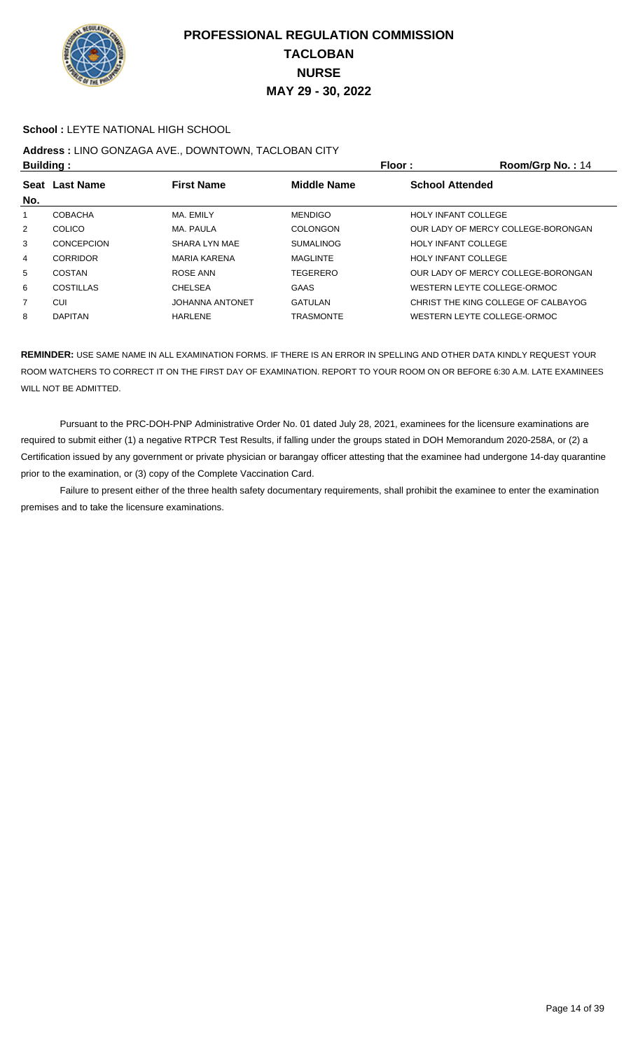# PROFESSIONAL REGULATION COMMISSION
## TACLOBAN
## NURSE
## MAY 29 - 30, 2022

**School :** LEYTE NATIONAL HIGH SCHOOL

**Address :** LINO GONZAGA AVE., DOWNTOWN, TACLOBAN CITY

**Building :** **Floor :** **Room/Grp No. :** 14

| Seat No. | Last Name | First Name | Middle Name | School Attended |
|---|---|---|---|---|
| 1 | COBACHA | MA. EMILY | MENDIGO | HOLY INFANT COLLEGE |
| 2 | COLICO | MA. PAULA | COLONGON | OUR LADY OF MERCY COLLEGE-BORONGAN |
| 3 | CONCEPCION | SHARA LYN MAE | SUMALINOG | HOLY INFANT COLLEGE |
| 4 | CORRIDOR | MARIA KARENA | MAGLINTE | HOLY INFANT COLLEGE |
| 5 | COSTAN | ROSE ANN | TEGERERO | OUR LADY OF MERCY COLLEGE-BORONGAN |
| 6 | COSTILLAS | CHELSEA | GAAS | WESTERN LEYTE COLLEGE-ORMOC |
| 7 | CUI | JOHANNA ANTONET | GATULAN | CHRIST THE KING COLLEGE OF CALBAYOG |
| 8 | DAPITAN | HARLENE | TRASMONTE | WESTERN LEYTE COLLEGE-ORMOC |

**REMINDER:** USE SAME NAME IN ALL EXAMINATION FORMS. IF THERE IS AN ERROR IN SPELLING AND OTHER DATA KINDLY REQUEST YOUR ROOM WATCHERS TO CORRECT IT ON THE FIRST DAY OF EXAMINATION. REPORT TO YOUR ROOM ON OR BEFORE 6:30 A.M. LATE EXAMINEES WILL NOT BE ADMITTED.

Pursuant to the PRC-DOH-PNP Administrative Order No. 01 dated July 28, 2021, examinees for the licensure examinations are required to submit either (1) a negative RTPCR Test Results, if falling under the groups stated in DOH Memorandum 2020-258A, or (2) a Certification issued by any government or private physician or barangay officer attesting that the examinee had undergone 14-day quarantine prior to the examination, or (3) copy of the Complete Vaccination Card.

Failure to present either of the three health safety documentary requirements, shall prohibit the examinee to enter the examination premises and to take the licensure examinations.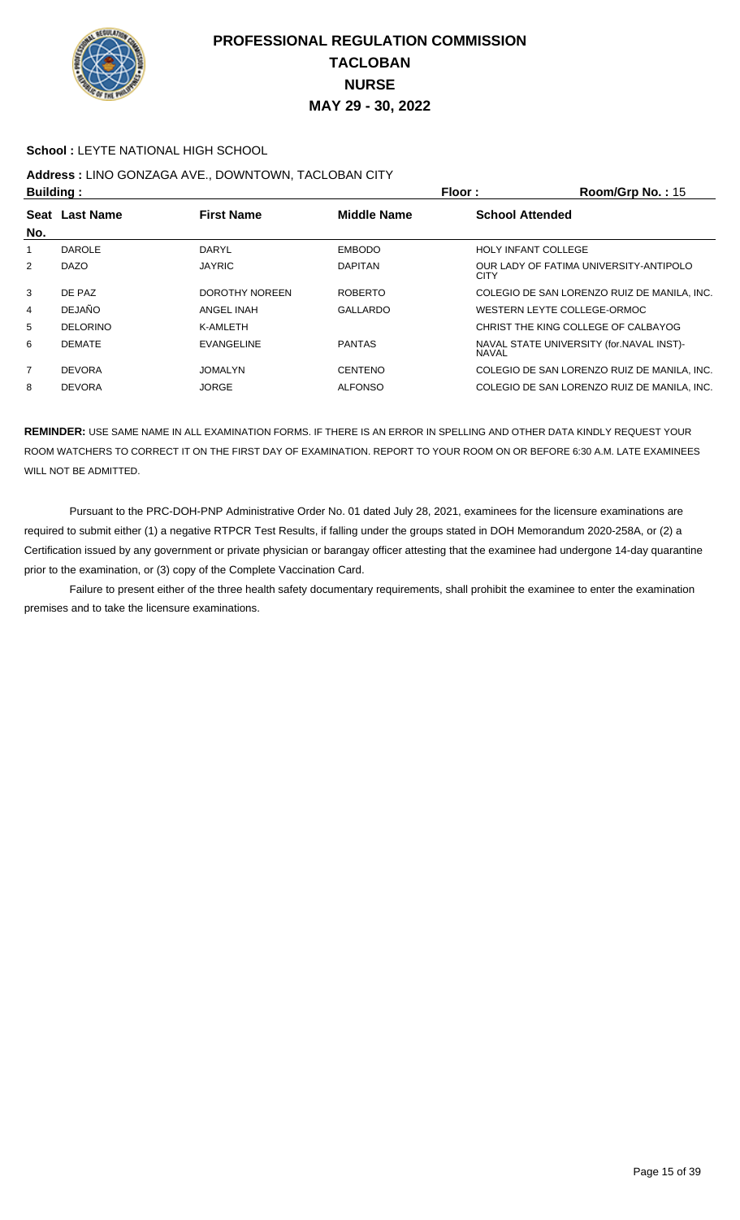# PROFESSIONAL REGULATION COMMISSION
## TACLOBAN
## NURSE
## MAY 29 - 30, 2022

**School :** LEYTE NATIONAL HIGH SCHOOL

**Address :** LINO GONZAGA AVE., DOWNTOWN, TACLOBAN CITY

**Building :** **Floor :** **Room/Grp No. :** 15

| Seat No. | Last Name | First Name | Middle Name | School Attended |
|---|---|---|---|---|
| 1 | DAROLE | DARYL | EMBODO | HOLY INFANT COLLEGE |
| 2 | DAZO | JAYRIC | DAPITAN | OUR LADY OF FATIMA UNIVERSITY-ANTIPOLO CITY |
| 3 | DE PAZ | DOROTHY NOREEN | ROBERTO | COLEGIO DE SAN LORENZO RUIZ DE MANILA, INC. |
| 4 | DEJAÑO | ANGEL INAH | GALLARDO | WESTERN LEYTE COLLEGE-ORMOC |
| 5 | DELORINO | K-AMLETH | | CHRIST THE KING COLLEGE OF CALBAYOG |
| 6 | DEMATE | EVANGELINE | PANTAS | NAVAL STATE UNIVERSITY (for.NAVAL INST)-NAVAL |
| 7 | DEVORA | JOMALYN | CENTENO | COLEGIO DE SAN LORENZO RUIZ DE MANILA, INC. |
| 8 | DEVORA | JORGE | ALFONSO | COLEGIO DE SAN LORENZO RUIZ DE MANILA, INC. |

**REMINDER:** USE SAME NAME IN ALL EXAMINATION FORMS. IF THERE IS AN ERROR IN SPELLING AND OTHER DATA KINDLY REQUEST YOUR ROOM WATCHERS TO CORRECT IT ON THE FIRST DAY OF EXAMINATION. REPORT TO YOUR ROOM ON OR BEFORE 6:30 A.M. LATE EXAMINEES WILL NOT BE ADMITTED.

Pursuant to the PRC-DOH-PNP Administrative Order No. 01 dated July 28, 2021, examinees for the licensure examinations are required to submit either (1) a negative RTPCR Test Results, if falling under the groups stated in DOH Memorandum 2020-258A, or (2) a Certification issued by any government or private physician or barangay officer attesting that the examinee had undergone 14-day quarantine prior to the examination, or (3) copy of the Complete Vaccination Card.

Failure to present either of the three health safety documentary requirements, shall prohibit the examinee to enter the examination premises and to take the licensure examinations.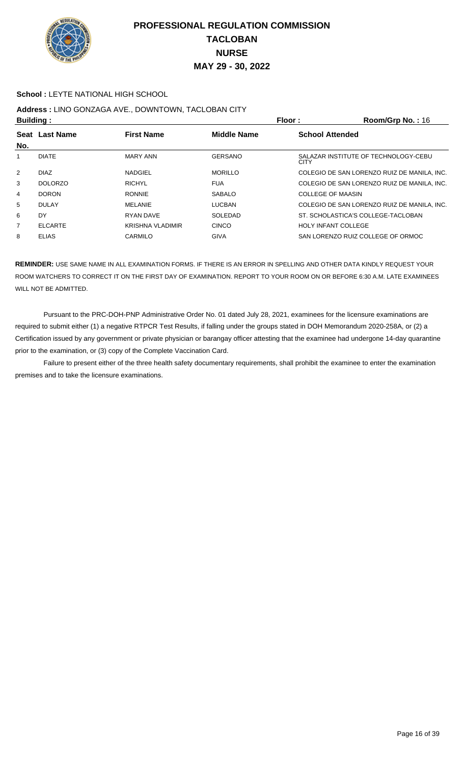# PROFESSIONAL REGULATION COMMISSION
## TACLOBAN
## NURSE
## MAY 29 - 30, 2022

**School :** LEYTE NATIONAL HIGH SCHOOL

**Address :** LINO GONZAGA AVE., DOWNTOWN, TACLOBAN CITY

**Building :** **Floor :** **Room/Grp No. :** 16

| Seat No. | Last Name | First Name | Middle Name | School Attended |
|---|---|---|---|---|
| 1 | DIATE | MARY ANN | GERSANO | SALAZAR INSTITUTE OF TECHNOLOGY-CEBU CITY |
| 2 | DIAZ | NADGIEL | MORILLO | COLEGIO DE SAN LORENZO RUIZ DE MANILA, INC. |
| 3 | DOLORZO | RICHYL | FUA | COLEGIO DE SAN LORENZO RUIZ DE MANILA, INC. |
| 4 | DORON | RONNIE | SABALO | COLLEGE OF MAASIN |
| 5 | DULAY | MELANIE | LUCBAN | COLEGIO DE SAN LORENZO RUIZ DE MANILA, INC. |
| 6 | DY | RYAN DAVE | SOLEDAD | ST. SCHOLASTICA'S COLLEGE-TACLOBAN |
| 7 | ELCARTE | KRISHNA VLADIMIR | CINCO | HOLY INFANT COLLEGE |
| 8 | ELIAS | CARMILO | GIVA | SAN LORENZO RUIZ COLLEGE OF ORMOC |

**REMINDER:** USE SAME NAME IN ALL EXAMINATION FORMS. IF THERE IS AN ERROR IN SPELLING AND OTHER DATA KINDLY REQUEST YOUR ROOM WATCHERS TO CORRECT IT ON THE FIRST DAY OF EXAMINATION. REPORT TO YOUR ROOM ON OR BEFORE 6:30 A.M. LATE EXAMINEES WILL NOT BE ADMITTED.

Pursuant to the PRC-DOH-PNP Administrative Order No. 01 dated July 28, 2021, examinees for the licensure examinations are required to submit either (1) a negative RTPCR Test Results, if falling under the groups stated in DOH Memorandum 2020-258A, or (2) a Certification issued by any government or private physician or barangay officer attesting that the examinee had undergone 14-day quarantine prior to the examination, or (3) copy of the Complete Vaccination Card.

Failure to present either of the three health safety documentary requirements, shall prohibit the examinee to enter the examination premises and to take the licensure examinations.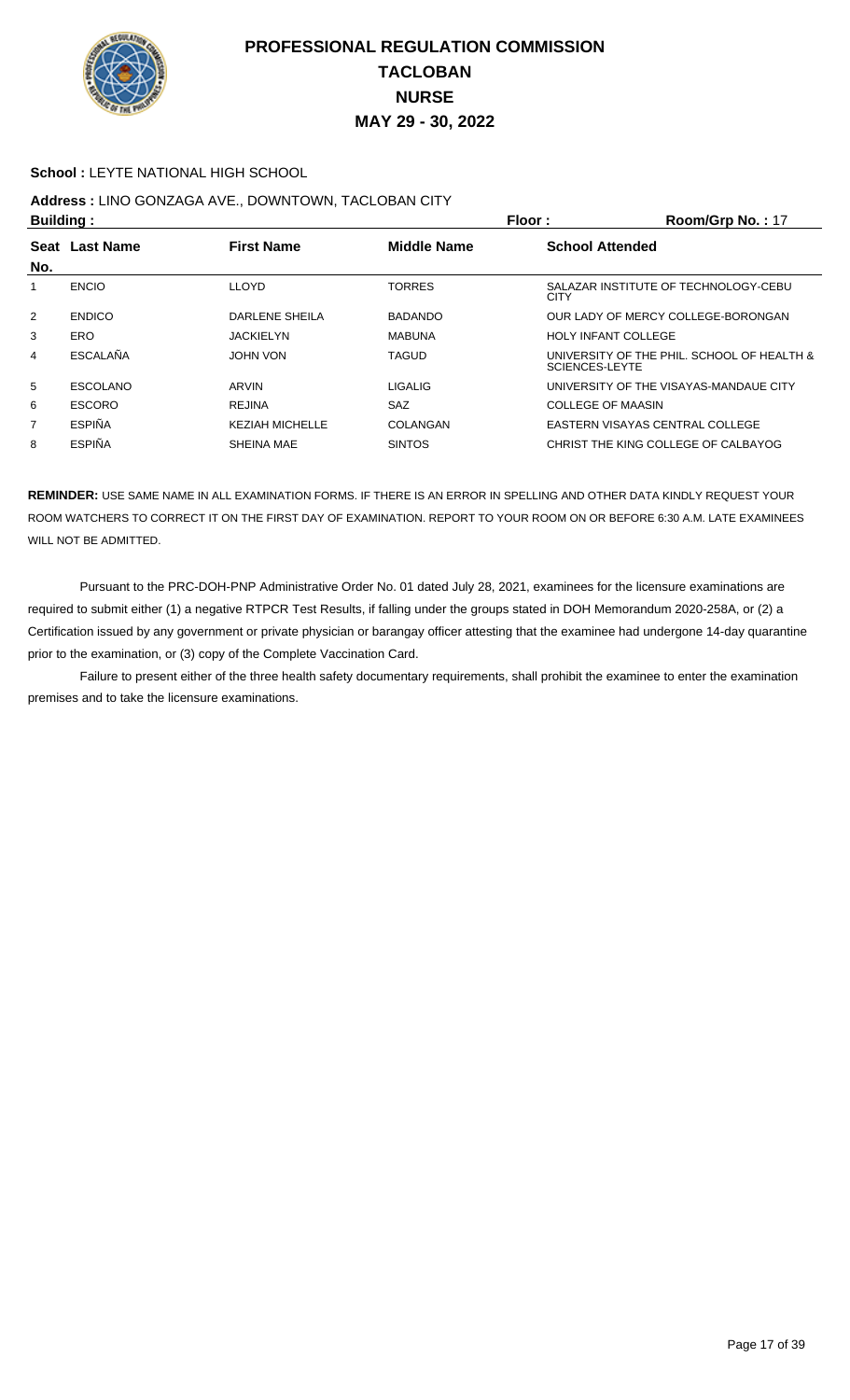# PROFESSIONAL REGULATION COMMISSION
## TACLOBAN
## NURSE
## MAY 29 - 30, 2022

**School :** LEYTE NATIONAL HIGH SCHOOL

**Address :** LINO GONZAGA AVE., DOWNTOWN, TACLOBAN CITY

**Building :** **Floor :** **Room/Grp No. :** 17

| Seat No. | Last Name | First Name | Middle Name | School Attended |
|---|---|---|---|---|
| 1 | ENCIO | LLOYD | TORRES | SALAZAR INSTITUTE OF TECHNOLOGY-CEBU CITY |
| 2 | ENDICO | DARLENE SHEILA | BADANDO | OUR LADY OF MERCY COLLEGE-BORONGAN |
| 3 | ERO | JACKIELYN | MABUNA | HOLY INFANT COLLEGE |
| 4 | ESCALAÑA | JOHN VON | TAGUD | UNIVERSITY OF THE PHIL. SCHOOL OF HEALTH & SCIENCES-LEYTE |
| 5 | ESCOLANO | ARVIN | LIGALIG | UNIVERSITY OF THE VISAYAS-MANDAUE CITY |
| 6 | ESCORO | REJINA | SAZ | COLLEGE OF MAASIN |
| 7 | ESPIÑA | KEZIAH MICHELLE | COLANGAN | EASTERN VISAYAS CENTRAL COLLEGE |
| 8 | ESPIÑA | SHEINA MAE | SINTOS | CHRIST THE KING COLLEGE OF CALBAYOG |

**REMINDER:** USE SAME NAME IN ALL EXAMINATION FORMS. IF THERE IS AN ERROR IN SPELLING AND OTHER DATA KINDLY REQUEST YOUR ROOM WATCHERS TO CORRECT IT ON THE FIRST DAY OF EXAMINATION. REPORT TO YOUR ROOM ON OR BEFORE 6:30 A.M. LATE EXAMINEES WILL NOT BE ADMITTED.

Pursuant to the PRC-DOH-PNP Administrative Order No. 01 dated July 28, 2021, examinees for the licensure examinations are required to submit either (1) a negative RTPCR Test Results, if falling under the groups stated in DOH Memorandum 2020-258A, or (2) a Certification issued by any government or private physician or barangay officer attesting that the examinee had undergone 14-day quarantine prior to the examination, or (3) copy of the Complete Vaccination Card.

Failure to present either of the three health safety documentary requirements, shall prohibit the examinee to enter the examination premises and to take the licensure examinations.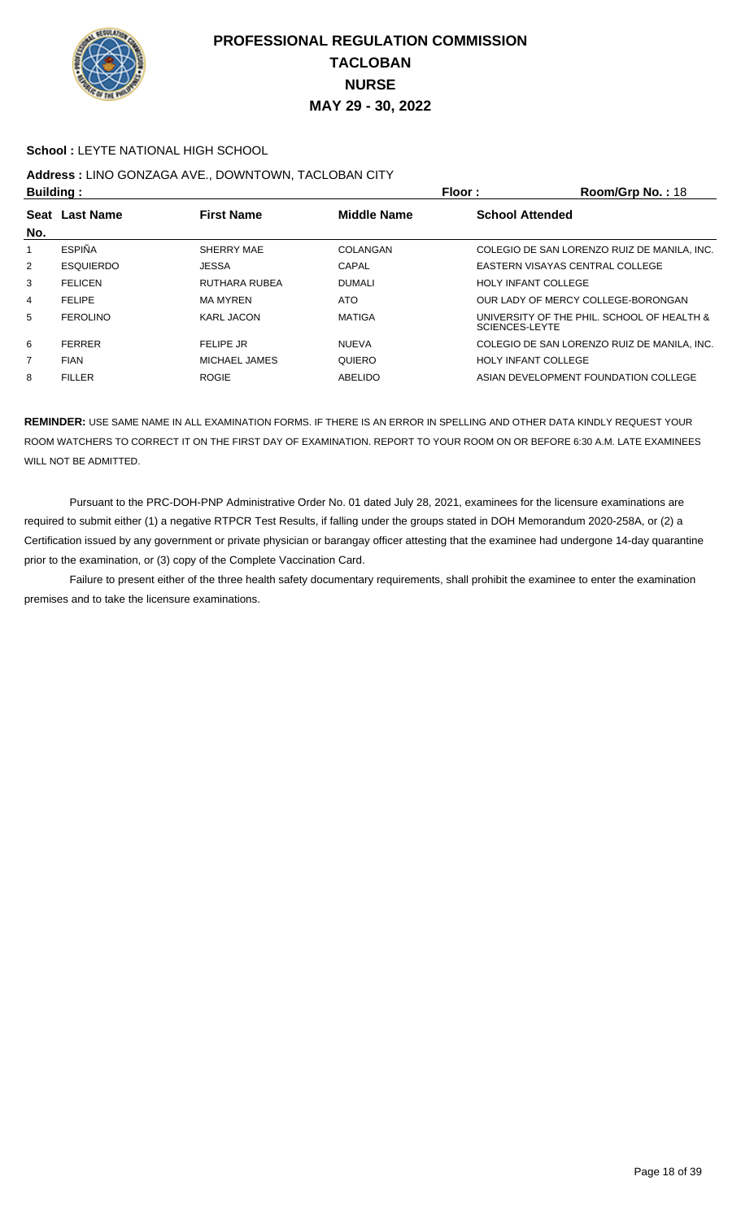# PROFESSIONAL REGULATION COMMISSION
## TACLOBAN
## NURSE
## MAY 29 - 30, 2022

**School :** LEYTE NATIONAL HIGH SCHOOL

**Address :** LINO GONZAGA AVE., DOWNTOWN, TACLOBAN CITY

**Building :** **Floor :** **Room/Grp No. :** 18

| Seat No. | Last Name | First Name | Middle Name | School Attended |
|---|---|---|---|---|
| 1 | ESPIÑA | SHERRY MAE | COLANGAN | COLEGIO DE SAN LORENZO RUIZ DE MANILA, INC. |
| 2 | ESQUIERDO | JESSA | CAPAL | EASTERN VISAYAS CENTRAL COLLEGE |
| 3 | FELICEN | RUTHARA RUBEA | DUMALI | HOLY INFANT COLLEGE |
| 4 | FELIPE | MA MYREN | ATO | OUR LADY OF MERCY COLLEGE-BORONGAN |
| 5 | FEROLINO | KARL JACON | MATIGA | UNIVERSITY OF THE PHIL. SCHOOL OF HEALTH & SCIENCES-LEYTE |
| 6 | FERRER | FELIPE JR | NUEVA | COLEGIO DE SAN LORENZO RUIZ DE MANILA, INC. |
| 7 | FIAN | MICHAEL JAMES | QUIERO | HOLY INFANT COLLEGE |
| 8 | FILLER | ROGIE | ABELIDO | ASIAN DEVELOPMENT FOUNDATION COLLEGE |

**REMINDER:** USE SAME NAME IN ALL EXAMINATION FORMS. IF THERE IS AN ERROR IN SPELLING AND OTHER DATA KINDLY REQUEST YOUR ROOM WATCHERS TO CORRECT IT ON THE FIRST DAY OF EXAMINATION. REPORT TO YOUR ROOM ON OR BEFORE 6:30 A.M. LATE EXAMINEES WILL NOT BE ADMITTED.

Pursuant to the PRC-DOH-PNP Administrative Order No. 01 dated July 28, 2021, examinees for the licensure examinations are required to submit either (1) a negative RTPCR Test Results, if falling under the groups stated in DOH Memorandum 2020-258A, or (2) a Certification issued by any government or private physician or barangay officer attesting that the examinee had undergone 14-day quarantine prior to the examination, or (3) copy of the Complete Vaccination Card.

Failure to present either of the three health safety documentary requirements, shall prohibit the examinee to enter the examination premises and to take the licensure examinations.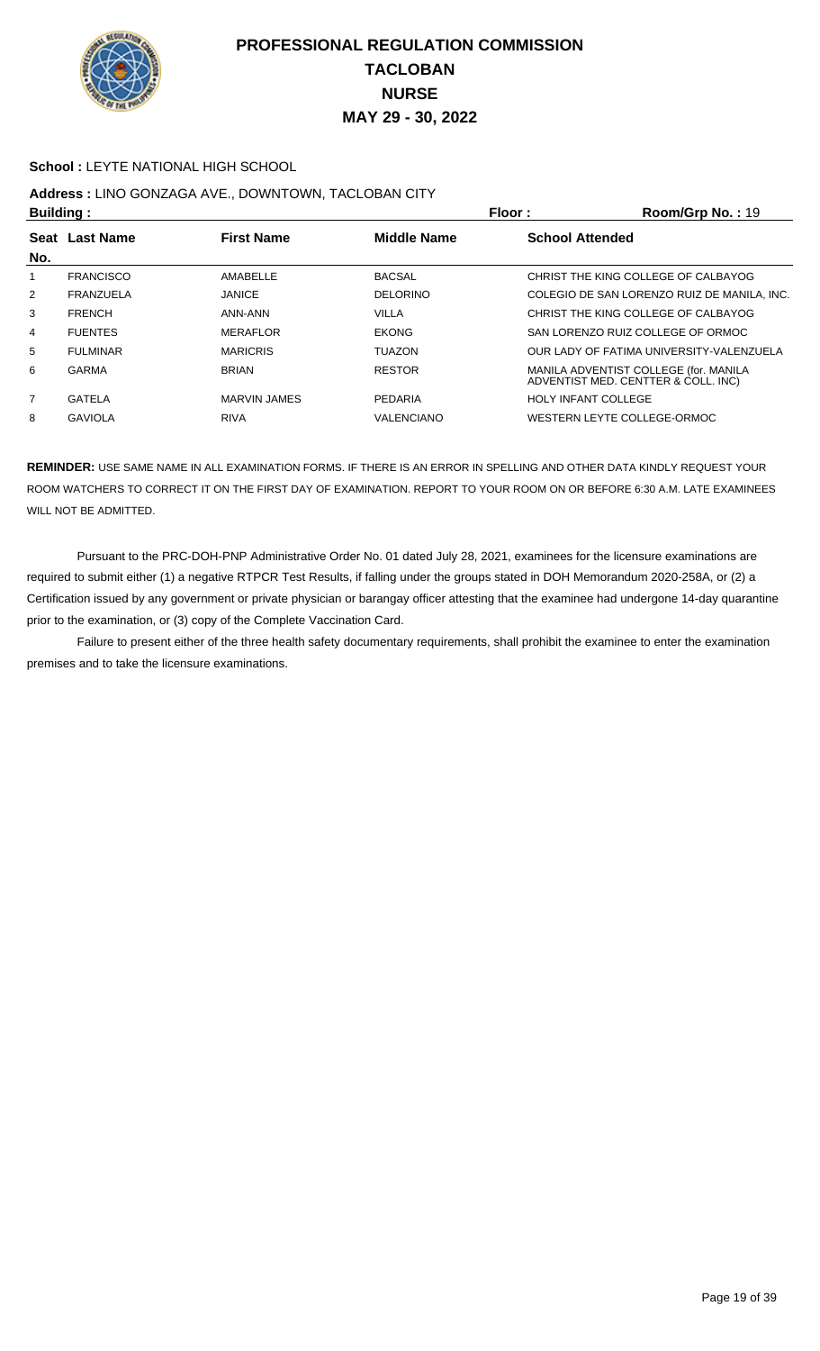# PROFESSIONAL REGULATION COMMISSION
## TACLOBAN
## NURSE
## MAY 29 - 30, 2022

**School :** LEYTE NATIONAL HIGH SCHOOL

**Address :** LINO GONZAGA AVE., DOWNTOWN, TACLOBAN CITY

**Building :** **Floor :** **Room/Grp No. :** 19

| Seat No. | Last Name | First Name | Middle Name | School Attended |
|---|---|---|---|---|
| 1 | FRANCISCO | AMABELLE | BACSAL | CHRIST THE KING COLLEGE OF CALBAYOG |
| 2 | FRANZUELA | JANICE | DELORINO | COLEGIO DE SAN LORENZO RUIZ DE MANILA, INC. |
| 3 | FRENCH | ANN-ANN | VILLA | CHRIST THE KING COLLEGE OF CALBAYOG |
| 4 | FUENTES | MERAFLOR | EKONG | SAN LORENZO RUIZ COLLEGE OF ORMOC |
| 5 | FULMINAR | MARICRIS | TUAZON | OUR LADY OF FATIMA UNIVERSITY-VALENZUELA |
| 6 | GARMA | BRIAN | RESTOR | MANILA ADVENTIST COLLEGE (for. MANILA ADVENTIST MED. CENTTER & COLL. INC) |
| 7 | GATELA | MARVIN JAMES | PEDARIA | HOLY INFANT COLLEGE |
| 8 | GAVIOLA | RIVA | VALENCIANO | WESTERN LEYTE COLLEGE-ORMOC |

**REMINDER:** USE SAME NAME IN ALL EXAMINATION FORMS. IF THERE IS AN ERROR IN SPELLING AND OTHER DATA KINDLY REQUEST YOUR ROOM WATCHERS TO CORRECT IT ON THE FIRST DAY OF EXAMINATION. REPORT TO YOUR ROOM ON OR BEFORE 6:30 A.M. LATE EXAMINEES WILL NOT BE ADMITTED.

Pursuant to the PRC-DOH-PNP Administrative Order No. 01 dated July 28, 2021, examinees for the licensure examinations are required to submit either (1) a negative RTPCR Test Results, if falling under the groups stated in DOH Memorandum 2020-258A, or (2) a Certification issued by any government or private physician or barangay officer attesting that the examinee had undergone 14-day quarantine prior to the examination, or (3) copy of the Complete Vaccination Card.

Failure to present either of the three health safety documentary requirements, shall prohibit the examinee to enter the examination premises and to take the licensure examinations.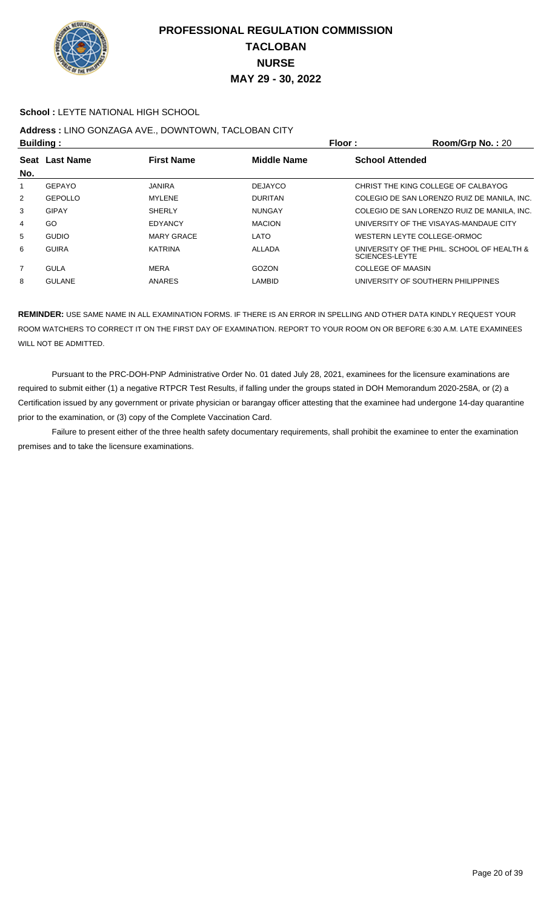# PROFESSIONAL REGULATION COMMISSION
# TACLOBAN
# NURSE
# MAY 29 - 30, 2022

**School :** LEYTE NATIONAL HIGH SCHOOL

**Address :** LINO GONZAGA AVE., DOWNTOWN, TACLOBAN CITY

**Building :** | **Floor :** | **Room/Grp No. :** 20

| Seat No. | Last Name | First Name | Middle Name | School Attended |
|---|---|---|---|---|
| 1 | GEPAYO | JANIRA | DEJAYCO | CHRIST THE KING COLLEGE OF CALBAYOG |
| 2 | GEPOLLO | MYLENE | DURITAN | COLEGIO DE SAN LORENZO RUIZ DE MANILA, INC. |
| 3 | GIPAY | SHERLY | NUNGAY | COLEGIO DE SAN LORENZO RUIZ DE MANILA, INC. |
| 4 | GO | EDYANCY | MACION | UNIVERSITY OF THE VISAYAS-MANDAUE CITY |
| 5 | GUDIO | MARY GRACE | LATO | WESTERN LEYTE COLLEGE-ORMOC |
| 6 | GUIRA | KATRINA | ALLADA | UNIVERSITY OF THE PHIL. SCHOOL OF HEALTH & SCIENCES-LEYTE |
| 7 | GULA | MERA | GOZON | COLLEGE OF MAASIN |
| 8 | GULANE | ANARES | LAMBID | UNIVERSITY OF SOUTHERN PHILIPPINES |

**REMINDER:** USE SAME NAME IN ALL EXAMINATION FORMS. IF THERE IS AN ERROR IN SPELLING AND OTHER DATA KINDLY REQUEST YOUR ROOM WATCHERS TO CORRECT IT ON THE FIRST DAY OF EXAMINATION. REPORT TO YOUR ROOM ON OR BEFORE 6:30 A.M. LATE EXAMINEES WILL NOT BE ADMITTED.

Pursuant to the PRC-DOH-PNP Administrative Order No. 01 dated July 28, 2021, examinees for the licensure examinations are required to submit either (1) a negative RTPCR Test Results, if falling under the groups stated in DOH Memorandum 2020-258A, or (2) a Certification issued by any government or private physician or barangay officer attesting that the examinee had undergone 14-day quarantine prior to the examination, or (3) copy of the Complete Vaccination Card.

Failure to present either of the three health safety documentary requirements, shall prohibit the examinee to enter the examination premises and to take the licensure examinations.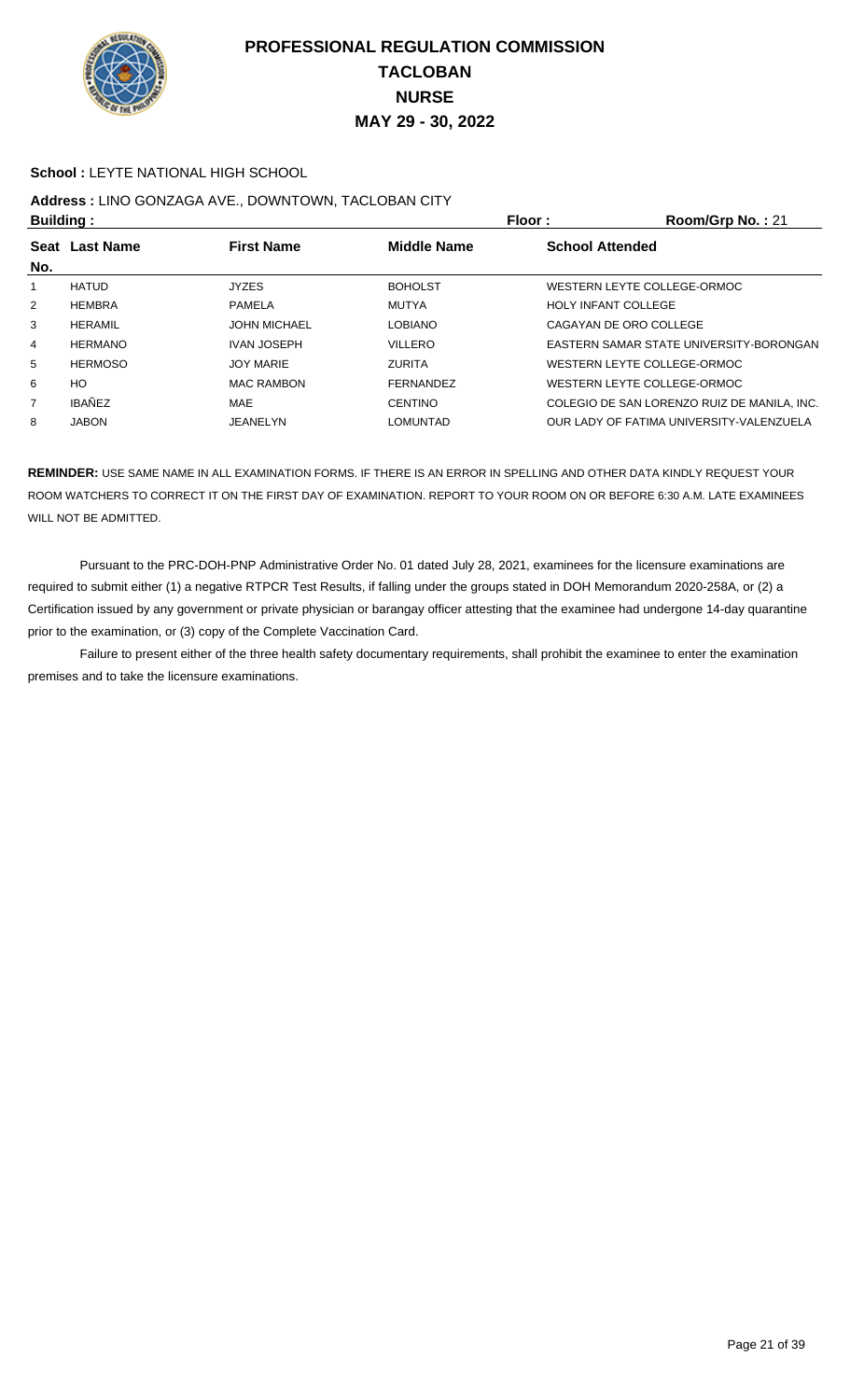# PROFESSIONAL REGULATION COMMISSION
## TACLOBAN
## NURSE
## MAY 29 - 30, 2022

**School :** LEYTE NATIONAL HIGH SCHOOL

**Address :** LINO GONZAGA AVE., DOWNTOWN, TACLOBAN CITY

**Building :** **Floor :** **Room/Grp No. :** 21

| Seat No. | Last Name | First Name | Middle Name | School Attended |
|---|---|---|---|---|
| 1 | HATUD | JYZES | BOHOLST | WESTERN LEYTE COLLEGE-ORMOC |
| 2 | HEMBRA | PAMELA | MUTYA | HOLY INFANT COLLEGE |
| 3 | HERAMIL | JOHN MICHAEL | LOBIANO | CAGAYAN DE ORO COLLEGE |
| 4 | HERMANO | IVAN JOSEPH | VILLERO | EASTERN SAMAR STATE UNIVERSITY-BORONGAN |
| 5 | HERMOSO | JOY MARIE | ZURITA | WESTERN LEYTE COLLEGE-ORMOC |
| 6 | HO | MAC RAMBON | FERNANDEZ | WESTERN LEYTE COLLEGE-ORMOC |
| 7 | IBAÑEZ | MAE | CENTINO | COLEGIO DE SAN LORENZO RUIZ DE MANILA, INC. |
| 8 | JABON | JEANELYN | LOMUNTAD | OUR LADY OF FATIMA UNIVERSITY-VALENZUELA |

**REMINDER:** USE SAME NAME IN ALL EXAMINATION FORMS. IF THERE IS AN ERROR IN SPELLING AND OTHER DATA KINDLY REQUEST YOUR ROOM WATCHERS TO CORRECT IT ON THE FIRST DAY OF EXAMINATION. REPORT TO YOUR ROOM ON OR BEFORE 6:30 A.M. LATE EXAMINEES WILL NOT BE ADMITTED.

Pursuant to the PRC-DOH-PNP Administrative Order No. 01 dated July 28, 2021, examinees for the licensure examinations are required to submit either (1) a negative RTPCR Test Results, if falling under the groups stated in DOH Memorandum 2020-258A, or (2) a Certification issued by any government or private physician or barangay officer attesting that the examinee had undergone 14-day quarantine prior to the examination, or (3) copy of the Complete Vaccination Card.

Failure to present either of the three health safety documentary requirements, shall prohibit the examinee to enter the examination premises and to take the licensure examinations.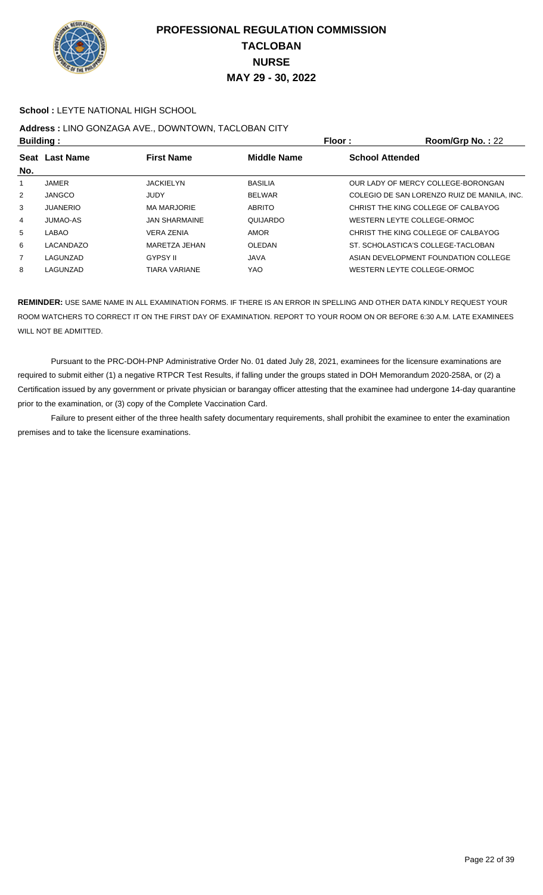# PROFESSIONAL REGULATION COMMISSION
# TACLOBAN
# NURSE
# MAY 29 - 30, 2022

**School :** LEYTE NATIONAL HIGH SCHOOL

**Address :** LINO GONZAGA AVE., DOWNTOWN, TACLOBAN CITY

**Building :** **Floor :** **Room/Grp No. :** 22

| Seat No. | Last Name | First Name | Middle Name | School Attended |
|---|---|---|---|---|
| 1 | JAMER | JACKIELYN | BASILIA | OUR LADY OF MERCY COLLEGE-BORONGAN |
| 2 | JANGCO | JUDY | BELWAR | COLEGIO DE SAN LORENZO RUIZ DE MANILA, INC. |
| 3 | JUANERIO | MA MARJORIE | ABRITO | CHRIST THE KING COLLEGE OF CALBAYOG |
| 4 | JUMAO-AS | JAN SHARMAINE | QUIJARDO | WESTERN LEYTE COLLEGE-ORMOC |
| 5 | LABAO | VERA ZENIA | AMOR | CHRIST THE KING COLLEGE OF CALBAYOG |
| 6 | LACANDAZO | MARETZA JEHAN | OLEDAN | ST. SCHOLASTICA'S COLLEGE-TACLOBAN |
| 7 | LAGUNZAD | GYPSY II | JAVA | ASIAN DEVELOPMENT FOUNDATION COLLEGE |
| 8 | LAGUNZAD | TIARA VARIANE | YAO | WESTERN LEYTE COLLEGE-ORMOC |

**REMINDER:** USE SAME NAME IN ALL EXAMINATION FORMS. IF THERE IS AN ERROR IN SPELLING AND OTHER DATA KINDLY REQUEST YOUR ROOM WATCHERS TO CORRECT IT ON THE FIRST DAY OF EXAMINATION. REPORT TO YOUR ROOM ON OR BEFORE 6:30 A.M. LATE EXAMINEES WILL NOT BE ADMITTED.

Pursuant to the PRC-DOH-PNP Administrative Order No. 01 dated July 28, 2021, examinees for the licensure examinations are required to submit either (1) a negative RTPCR Test Results, if falling under the groups stated in DOH Memorandum 2020-258A, or (2) a Certification issued by any government or private physician or barangay officer attesting that the examinee had undergone 14-day quarantine prior to the examination, or (3) copy of the Complete Vaccination Card.

Failure to present either of the three health safety documentary requirements, shall prohibit the examinee to enter the examination premises and to take the licensure examinations.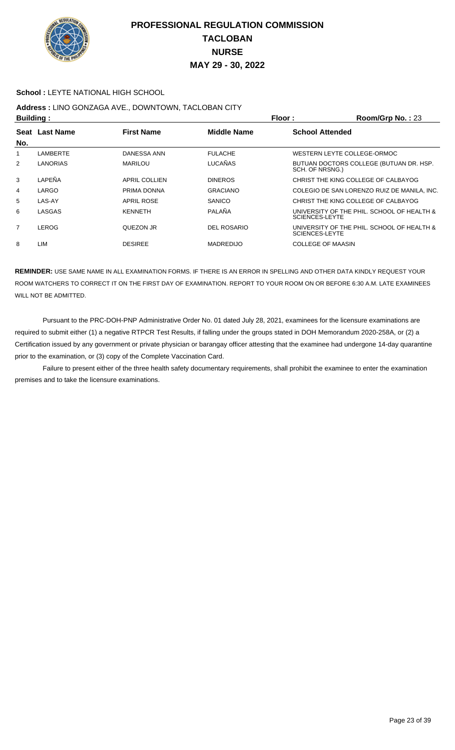# PROFESSIONAL REGULATION COMMISSION
# TACLOBAN
# NURSE
# MAY 29 - 30, 2022

**School :** LEYTE NATIONAL HIGH SCHOOL

**Address :** LINO GONZAGA AVE., DOWNTOWN, TACLOBAN CITY

**Building :** **Floor :** **Room/Grp No. :** 23

| Seat No. | Last Name | First Name | Middle Name | School Attended |
|---|---|---|---|---|
| 1 | LAMBERTE | DANESSA ANN | FULACHE | WESTERN LEYTE COLLEGE-ORMOC |
| 2 | LANORIAS | MARILOU | LUCAÑAS | BUTUAN DOCTORS COLLEGE (BUTUAN DR. HSP. SCH. OF NRSNG.) |
| 3 | LAPEÑA | APRIL COLLIEN | DINEROS | CHRIST THE KING COLLEGE OF CALBAYOG |
| 4 | LARGO | PRIMA DONNA | GRACIANO | COLEGIO DE SAN LORENZO RUIZ DE MANILA, INC. |
| 5 | LAS-AY | APRIL ROSE | SANICO | CHRIST THE KING COLLEGE OF CALBAYOG |
| 6 | LASGAS | KENNETH | PALAÑA | UNIVERSITY OF THE PHIL. SCHOOL OF HEALTH & SCIENCES-LEYTE |
| 7 | LEROG | QUEZON JR | DEL ROSARIO | UNIVERSITY OF THE PHIL. SCHOOL OF HEALTH & SCIENCES-LEYTE |
| 8 | LIM | DESIREE | MADREDIJO | COLLEGE OF MAASIN |

**REMINDER:** USE SAME NAME IN ALL EXAMINATION FORMS. IF THERE IS AN ERROR IN SPELLING AND OTHER DATA KINDLY REQUEST YOUR ROOM WATCHERS TO CORRECT IT ON THE FIRST DAY OF EXAMINATION. REPORT TO YOUR ROOM ON OR BEFORE 6:30 A.M. LATE EXAMINEES WILL NOT BE ADMITTED.

Pursuant to the PRC-DOH-PNP Administrative Order No. 01 dated July 28, 2021, examinees for the licensure examinations are required to submit either (1) a negative RTPCR Test Results, if falling under the groups stated in DOH Memorandum 2020-258A, or (2) a Certification issued by any government or private physician or barangay officer attesting that the examinee had undergone 14-day quarantine prior to the examination, or (3) copy of the Complete Vaccination Card.

Failure to present either of the three health safety documentary requirements, shall prohibit the examinee to enter the examination premises and to take the licensure examinations.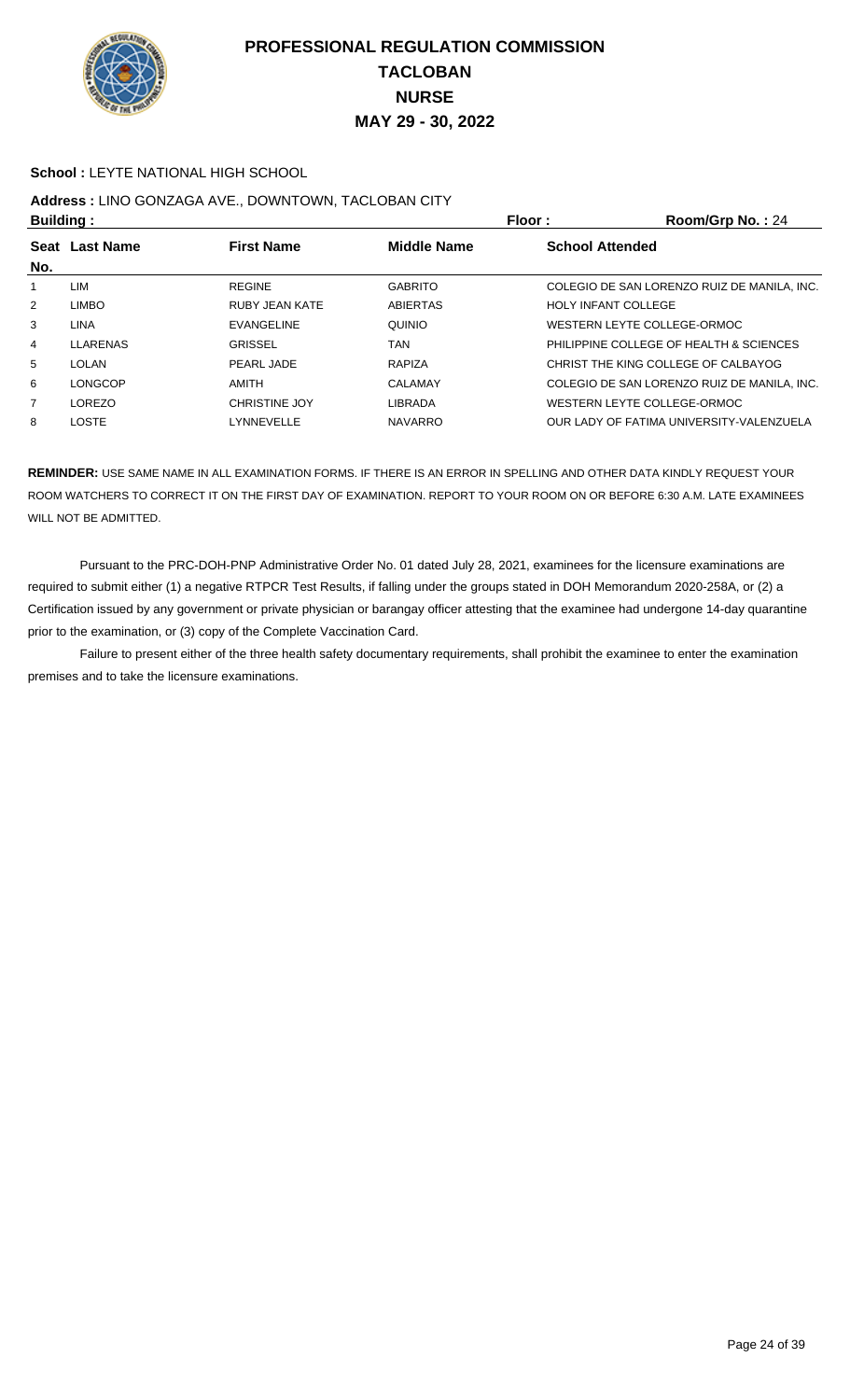# PROFESSIONAL REGULATION COMMISSION
## TACLOBAN
## NURSE
## MAY 29 - 30, 2022

**School :** LEYTE NATIONAL HIGH SCHOOL

**Address :** LINO GONZAGA AVE., DOWNTOWN, TACLOBAN CITY

**Building :** **Floor :** **Room/Grp No. :** 24

| Seat No. | Last Name | First Name | Middle Name | School Attended |
|---|---|---|---|---|
| 1 | LIM | REGINE | GABRITO | COLEGIO DE SAN LORENZO RUIZ DE MANILA, INC. |
| 2 | LIMBO | RUBY JEAN KATE | ABIERTAS | HOLY INFANT COLLEGE |
| 3 | LINA | EVANGELINE | QUINIO | WESTERN LEYTE COLLEGE-ORMOC |
| 4 | LLARENAS | GRISSEL | TAN | PHILIPPINE COLLEGE OF HEALTH & SCIENCES |
| 5 | LOLAN | PEARL JADE | RAPIZA | CHRIST THE KING COLLEGE OF CALBAYOG |
| 6 | LONGCOP | AMITH | CALAMAY | COLEGIO DE SAN LORENZO RUIZ DE MANILA, INC. |
| 7 | LOREZO | CHRISTINE JOY | LIBRADA | WESTERN LEYTE COLLEGE-ORMOC |
| 8 | LOSTE | LYNNEVELLE | NAVARRO | OUR LADY OF FATIMA UNIVERSITY-VALENZUELA |

**REMINDER:** USE SAME NAME IN ALL EXAMINATION FORMS. IF THERE IS AN ERROR IN SPELLING AND OTHER DATA KINDLY REQUEST YOUR ROOM WATCHERS TO CORRECT IT ON THE FIRST DAY OF EXAMINATION. REPORT TO YOUR ROOM ON OR BEFORE 6:30 A.M. LATE EXAMINEES WILL NOT BE ADMITTED.

Pursuant to the PRC-DOH-PNP Administrative Order No. 01 dated July 28, 2021, examinees for the licensure examinations are required to submit either (1) a negative RTPCR Test Results, if falling under the groups stated in DOH Memorandum 2020-258A, or (2) a Certification issued by any government or private physician or barangay officer attesting that the examinee had undergone 14-day quarantine prior to the examination, or (3) copy of the Complete Vaccination Card.

Failure to present either of the three health safety documentary requirements, shall prohibit the examinee to enter the examination premises and to take the licensure examinations.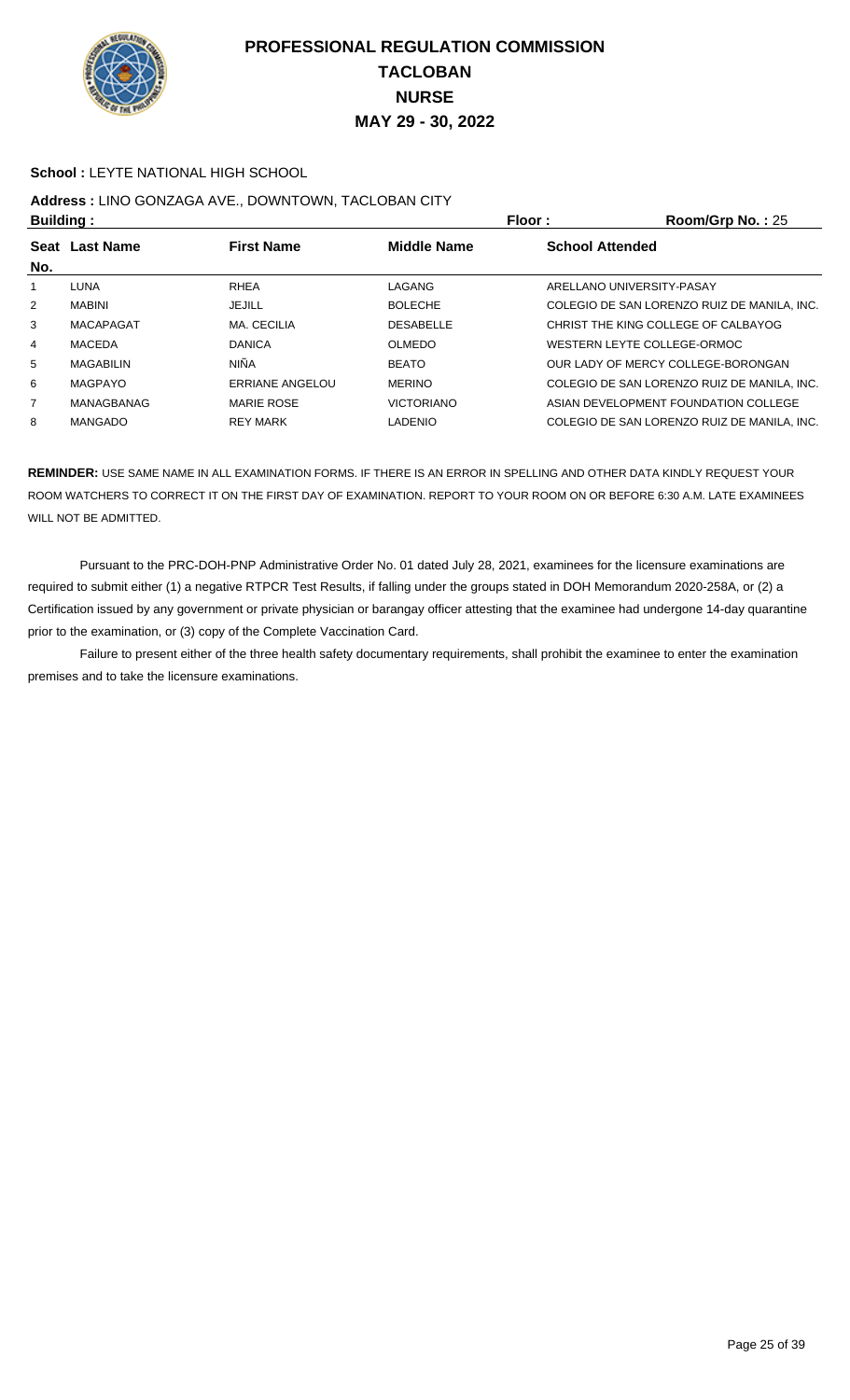# PROFESSIONAL REGULATION COMMISSION
## TACLOBAN
## NURSE
## MAY 29 - 30, 2022

**School :** LEYTE NATIONAL HIGH SCHOOL

**Address :** LINO GONZAGA AVE., DOWNTOWN, TACLOBAN CITY

**Building :** **Floor :** **Room/Grp No. :** 25

| Seat No. | Last Name | First Name | Middle Name | School Attended |
|---|---|---|---|---|
| 1 | LUNA | RHEA | LAGANG | ARELLANO UNIVERSITY-PASAY |
| 2 | MABINI | JEJILL | BOLECHE | COLEGIO DE SAN LORENZO RUIZ DE MANILA, INC. |
| 3 | MACAPAGAT | MA. CECILIA | DESABELLE | CHRIST THE KING COLLEGE OF CALBAYOG |
| 4 | MACEDA | DANICA | OLMEDO | WESTERN LEYTE COLLEGE-ORMOC |
| 5 | MAGABILIN | NIÑA | BEATO | OUR LADY OF MERCY COLLEGE-BORONGAN |
| 6 | MAGPAYO | ERRIANE ANGELOU | MERINO | COLEGIO DE SAN LORENZO RUIZ DE MANILA, INC. |
| 7 | MANAGBANAG | MARIE ROSE | VICTORIANO | ASIAN DEVELOPMENT FOUNDATION COLLEGE |
| 8 | MANGADO | REY MARK | LADENIO | COLEGIO DE SAN LORENZO RUIZ DE MANILA, INC. |

**REMINDER:** USE SAME NAME IN ALL EXAMINATION FORMS. IF THERE IS AN ERROR IN SPELLING AND OTHER DATA KINDLY REQUEST YOUR ROOM WATCHERS TO CORRECT IT ON THE FIRST DAY OF EXAMINATION. REPORT TO YOUR ROOM ON OR BEFORE 6:30 A.M. LATE EXAMINEES WILL NOT BE ADMITTED.

Pursuant to the PRC-DOH-PNP Administrative Order No. 01 dated July 28, 2021, examinees for the licensure examinations are required to submit either (1) a negative RTPCR Test Results, if falling under the groups stated in DOH Memorandum 2020-258A, or (2) a Certification issued by any government or private physician or barangay officer attesting that the examinee had undergone 14-day quarantine prior to the examination, or (3) copy of the Complete Vaccination Card.

Failure to present either of the three health safety documentary requirements, shall prohibit the examinee to enter the examination premises and to take the licensure examinations.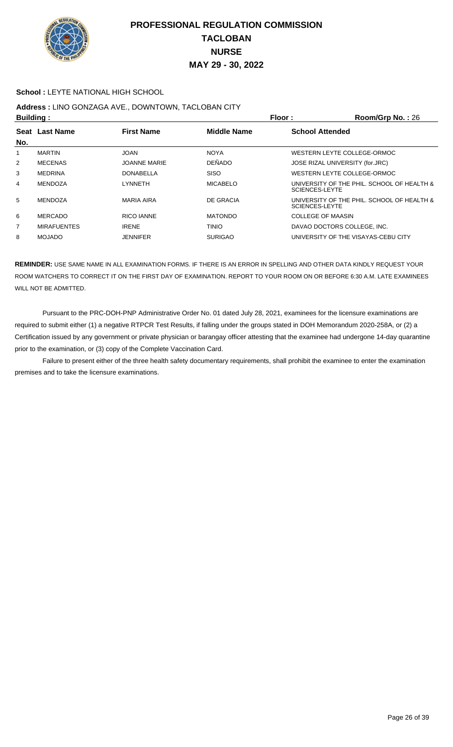# PROFESSIONAL REGULATION COMMISSION
## TACLOBAN
## NURSE
## MAY 29 - 30, 2022

**School :** LEYTE NATIONAL HIGH SCHOOL

**Address :** LINO GONZAGA AVE., DOWNTOWN, TACLOBAN CITY

**Building :** | **Floor :** | **Room/Grp No. :** 26

| Seat No. | Last Name | First Name | Middle Name | School Attended |
|---|---|---|---|---|
| 1 | MARTIN | JOAN | NOYA | WESTERN LEYTE COLLEGE-ORMOC |
| 2 | MECENAS | JOANNE MARIE | DEÑADO | JOSE RIZAL UNIVERSITY (for.JRC) |
| 3 | MEDRINA | DONABELLA | SISO | WESTERN LEYTE COLLEGE-ORMOC |
| 4 | MENDOZA | LYNNETH | MICABELO | UNIVERSITY OF THE PHIL. SCHOOL OF HEALTH & SCIENCES-LEYTE |
| 5 | MENDOZA | MARIA AIRA | DE GRACIA | UNIVERSITY OF THE PHIL. SCHOOL OF HEALTH & SCIENCES-LEYTE |
| 6 | MERCADO | RICO IANNE | MATONDO | COLLEGE OF MAASIN |
| 7 | MIRAFUENTES | IRENE | TINIO | DAVAO DOCTORS COLLEGE, INC. |
| 8 | MOJADO | JENNIFER | SURIGAO | UNIVERSITY OF THE VISAYAS-CEBU CITY |

**REMINDER:** USE SAME NAME IN ALL EXAMINATION FORMS. IF THERE IS AN ERROR IN SPELLING AND OTHER DATA KINDLY REQUEST YOUR ROOM WATCHERS TO CORRECT IT ON THE FIRST DAY OF EXAMINATION. REPORT TO YOUR ROOM ON OR BEFORE 6:30 A.M. LATE EXAMINEES WILL NOT BE ADMITTED.

Pursuant to the PRC-DOH-PNP Administrative Order No. 01 dated July 28, 2021, examinees for the licensure examinations are required to submit either (1) a negative RTPCR Test Results, if falling under the groups stated in DOH Memorandum 2020-258A, or (2) a Certification issued by any government or private physician or barangay officer attesting that the examinee had undergone 14-day quarantine prior to the examination, or (3) copy of the Complete Vaccination Card.

Failure to present either of the three health safety documentary requirements, shall prohibit the examinee to enter the examination premises and to take the licensure examinations.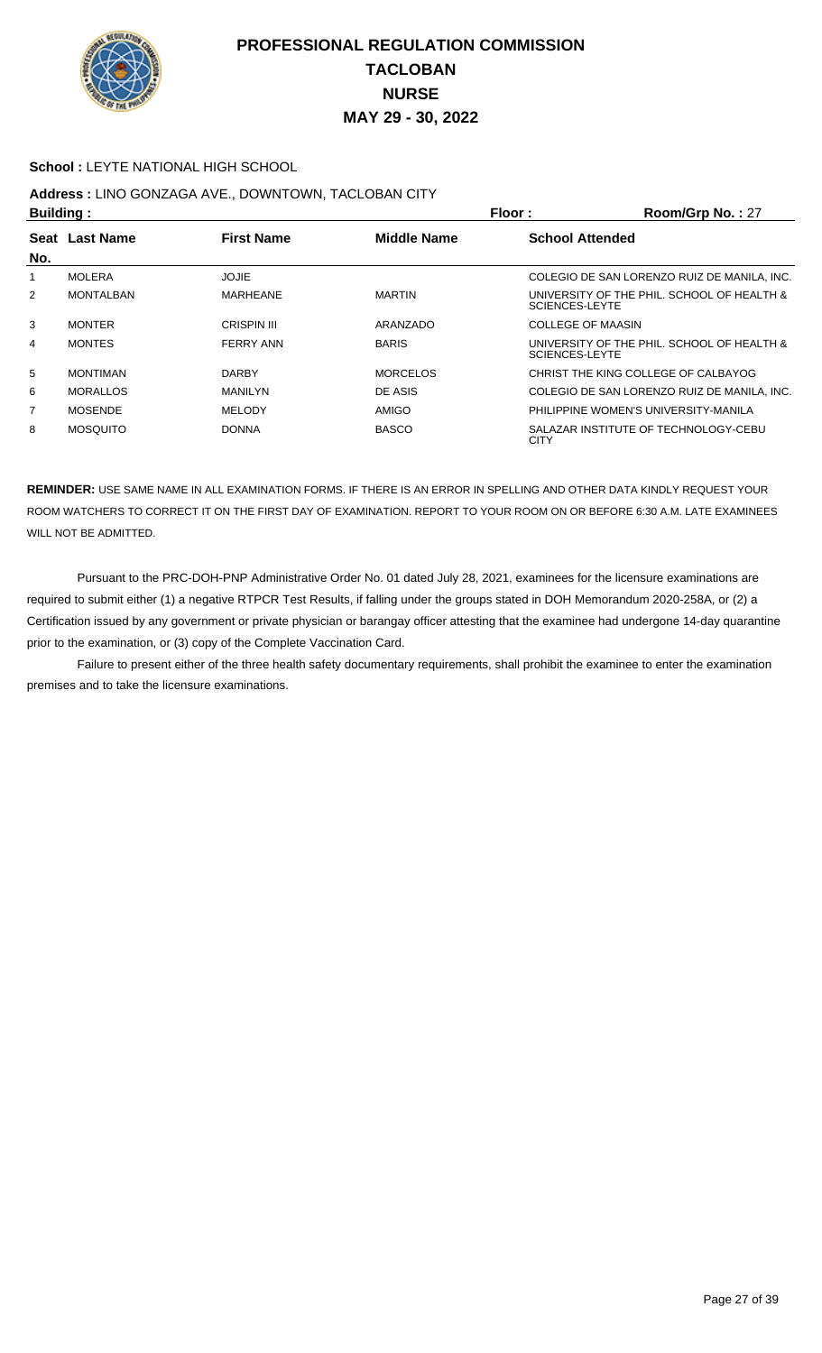# PROFESSIONAL REGULATION COMMISSION
## TACLOBAN
## NURSE
## MAY 29 - 30, 2022

**School :** LEYTE NATIONAL HIGH SCHOOL

**Address :** LINO GONZAGA AVE., DOWNTOWN, TACLOBAN CITY

**Building :** **Floor :** **Room/Grp No. :** 27

| Seat No. | Last Name | First Name | Middle Name | School Attended |
|---|---|---|---|---|
| 1 | MOLERA | JOJIE | | COLEGIO DE SAN LORENZO RUIZ DE MANILA, INC. |
| 2 | MONTALBAN | MARHEANE | MARTIN | UNIVERSITY OF THE PHIL. SCHOOL OF HEALTH & SCIENCES-LEYTE |
| 3 | MONTER | CRISPIN III | ARANZADO | COLLEGE OF MAASIN |
| 4 | MONTES | FERRY ANN | BARIS | UNIVERSITY OF THE PHIL. SCHOOL OF HEALTH & SCIENCES-LEYTE |
| 5 | MONTIMAN | DARBY | MORCELOS | CHRIST THE KING COLLEGE OF CALBAYOG |
| 6 | MORALLOS | MANILYN | DE ASIS | COLEGIO DE SAN LORENZO RUIZ DE MANILA, INC. |
| 7 | MOSENDE | MELODY | AMIGO | PHILIPPINE WOMEN'S UNIVERSITY-MANILA |
| 8 | MOSQUITO | DONNA | BASCO | SALAZAR INSTITUTE OF TECHNOLOGY-CEBU CITY |

**REMINDER:** USE SAME NAME IN ALL EXAMINATION FORMS. IF THERE IS AN ERROR IN SPELLING AND OTHER DATA KINDLY REQUEST YOUR ROOM WATCHERS TO CORRECT IT ON THE FIRST DAY OF EXAMINATION. REPORT TO YOUR ROOM ON OR BEFORE 6:30 A.M. LATE EXAMINEES WILL NOT BE ADMITTED.

Pursuant to the PRC-DOH-PNP Administrative Order No. 01 dated July 28, 2021, examinees for the licensure examinations are required to submit either (1) a negative RTPCR Test Results, if falling under the groups stated in DOH Memorandum 2020-258A, or (2) a Certification issued by any government or private physician or barangay officer attesting that the examinee had undergone 14-day quarantine prior to the examination, or (3) copy of the Complete Vaccination Card.

Failure to present either of the three health safety documentary requirements, shall prohibit the examinee to enter the examination premises and to take the licensure examinations.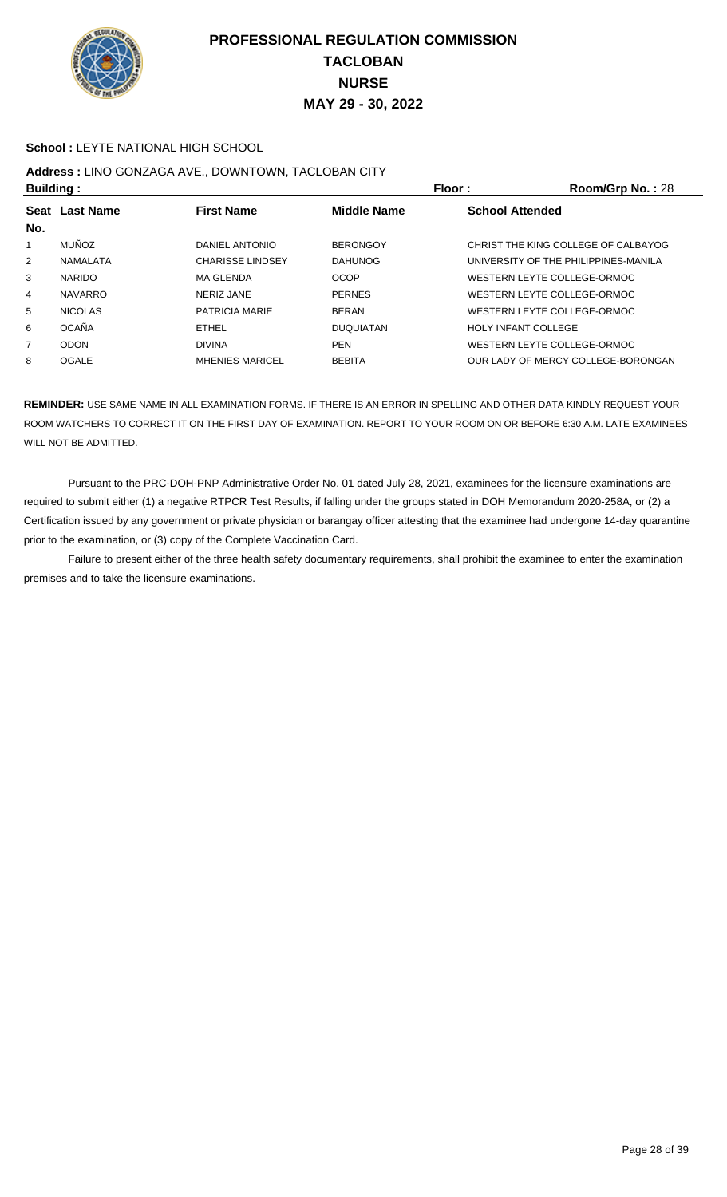# PROFESSIONAL REGULATION COMMISSION
## TACLOBAN
## NURSE
## MAY 29 - 30, 2022

**School :** LEYTE NATIONAL HIGH SCHOOL

**Address :** LINO GONZAGA AVE., DOWNTOWN, TACLOBAN CITY

**Building :** **Floor :** **Room/Grp No. :** 28

| Seat No. | Last Name | First Name | Middle Name | School Attended |
|---|---|---|---|---|
| 1 | MUÑOZ | DANIEL ANTONIO | BERONGOY | CHRIST THE KING COLLEGE OF CALBAYOG |
| 2 | NAMALATA | CHARISSE LINDSEY | DAHUNOG | UNIVERSITY OF THE PHILIPPINES-MANILA |
| 3 | NARIDO | MA GLENDA | OCOP | WESTERN LEYTE COLLEGE-ORMOC |
| 4 | NAVARRO | NERIZ JANE | PERNES | WESTERN LEYTE COLLEGE-ORMOC |
| 5 | NICOLAS | PATRICIA MARIE | BERAN | WESTERN LEYTE COLLEGE-ORMOC |
| 6 | OCAÑA | ETHEL | DUQUIATAN | HOLY INFANT COLLEGE |
| 7 | ODON | DIVINA | PEN | WESTERN LEYTE COLLEGE-ORMOC |
| 8 | OGALE | MHENIES MARICEL | BEBITA | OUR LADY OF MERCY COLLEGE-BORONGAN |

**REMINDER:** USE SAME NAME IN ALL EXAMINATION FORMS. IF THERE IS AN ERROR IN SPELLING AND OTHER DATA KINDLY REQUEST YOUR ROOM WATCHERS TO CORRECT IT ON THE FIRST DAY OF EXAMINATION. REPORT TO YOUR ROOM ON OR BEFORE 6:30 A.M. LATE EXAMINEES WILL NOT BE ADMITTED.

Pursuant to the PRC-DOH-PNP Administrative Order No. 01 dated July 28, 2021, examinees for the licensure examinations are required to submit either (1) a negative RTPCR Test Results, if falling under the groups stated in DOH Memorandum 2020-258A, or (2) a Certification issued by any government or private physician or barangay officer attesting that the examinee had undergone 14-day quarantine prior to the examination, or (3) copy of the Complete Vaccination Card.

Failure to present either of the three health safety documentary requirements, shall prohibit the examinee to enter the examination premises and to take the licensure examinations.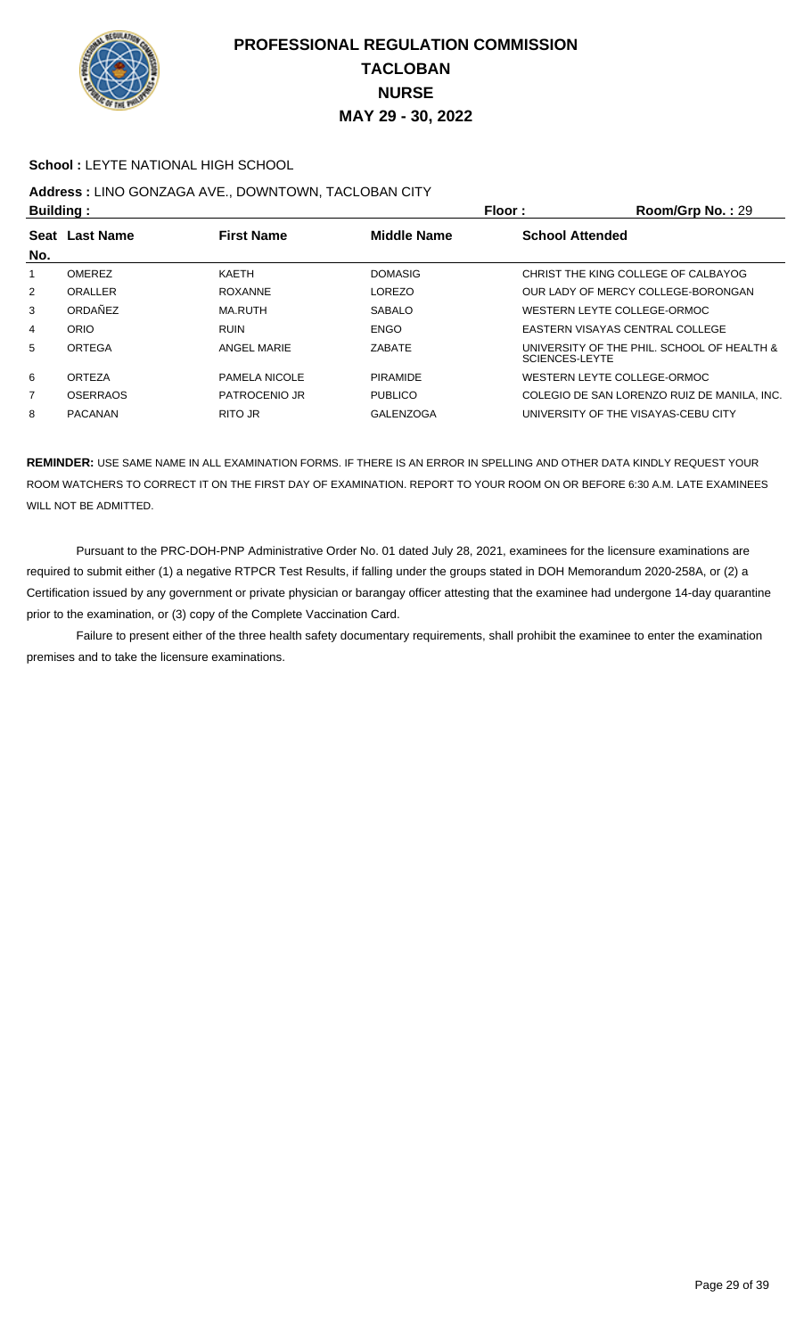# PROFESSIONAL REGULATION COMMISSION
## TACLOBAN
## NURSE
## MAY 29 - 30, 2022

**School :** LEYTE NATIONAL HIGH SCHOOL

**Address :** LINO GONZAGA AVE., DOWNTOWN, TACLOBAN CITY

**Building :** **Floor :** **Room/Grp No. :** 29

| Seat No. | Last Name | First Name | Middle Name | School Attended |
|---|---|---|---|---|
| 1 | OMEREZ | KAETH | DOMASIG | CHRIST THE KING COLLEGE OF CALBAYOG |
| 2 | ORALLER | ROXANNE | LOREZO | OUR LADY OF MERCY COLLEGE-BORONGAN |
| 3 | ORDAÑEZ | MA.RUTH | SABALO | WESTERN LEYTE COLLEGE-ORMOC |
| 4 | ORIO | RUIN | ENGO | EASTERN VISAYAS CENTRAL COLLEGE |
| 5 | ORTEGA | ANGEL MARIE | ZABATE | UNIVERSITY OF THE PHIL. SCHOOL OF HEALTH & SCIENCES-LEYTE |
| 6 | ORTEZA | PAMELA NICOLE | PIRAMIDE | WESTERN LEYTE COLLEGE-ORMOC |
| 7 | OSERRAOS | PATROCENIO JR | PUBLICO | COLEGIO DE SAN LORENZO RUIZ DE MANILA, INC. |
| 8 | PACANAN | RITO JR | GALENZOGA | UNIVERSITY OF THE VISAYAS-CEBU CITY |

**REMINDER:** USE SAME NAME IN ALL EXAMINATION FORMS. IF THERE IS AN ERROR IN SPELLING AND OTHER DATA KINDLY REQUEST YOUR ROOM WATCHERS TO CORRECT IT ON THE FIRST DAY OF EXAMINATION. REPORT TO YOUR ROOM ON OR BEFORE 6:30 A.M. LATE EXAMINEES WILL NOT BE ADMITTED.

Pursuant to the PRC-DOH-PNP Administrative Order No. 01 dated July 28, 2021, examinees for the licensure examinations are required to submit either (1) a negative RTPCR Test Results, if falling under the groups stated in DOH Memorandum 2020-258A, or (2) a Certification issued by any government or private physician or barangay officer attesting that the examinee had undergone 14-day quarantine prior to the examination, or (3) copy of the Complete Vaccination Card.

Failure to present either of the three health safety documentary requirements, shall prohibit the examinee to enter the examination premises and to take the licensure examinations.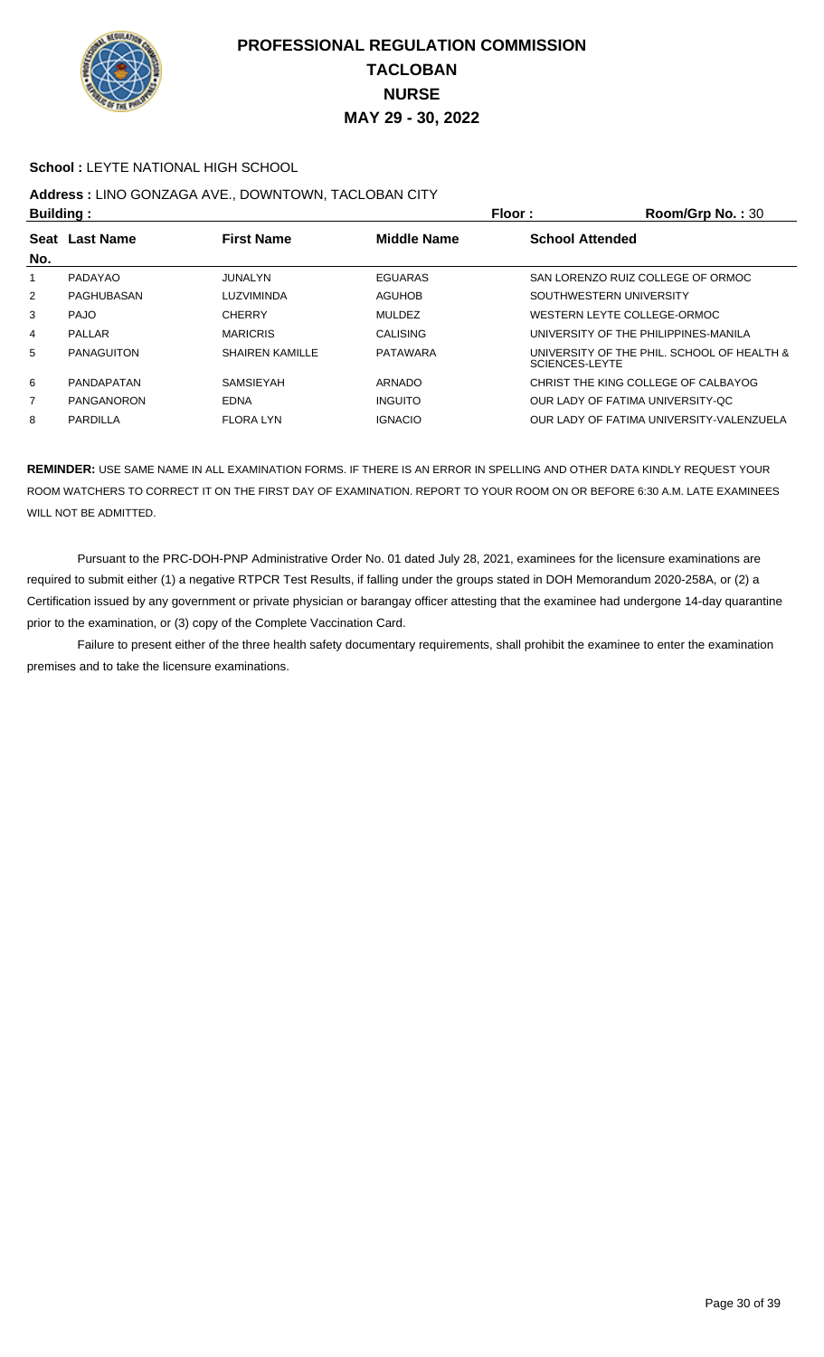# PROFESSIONAL REGULATION COMMISSION
## TACLOBAN
## NURSE
## MAY 29 - 30, 2022

**School :** LEYTE NATIONAL HIGH SCHOOL

**Address :** LINO GONZAGA AVE., DOWNTOWN, TACLOBAN CITY

**Building :** **Floor :** **Room/Grp No. :** 30

| Seat No. | Last Name | First Name | Middle Name | School Attended |
|---|---|---|---|---|
| 1 | PADAYAO | JUNALYN | EGUARAS | SAN LORENZO RUIZ COLLEGE OF ORMOC |
| 2 | PAGHUBASAN | LUZVIMINDA | AGUHOB | SOUTHWESTERN UNIVERSITY |
| 3 | PAJO | CHERRY | MULDEZ | WESTERN LEYTE COLLEGE-ORMOC |
| 4 | PALLAR | MARICRIS | CALISING | UNIVERSITY OF THE PHILIPPINES-MANILA |
| 5 | PANAGUITON | SHAIREN KAMILLE | PATAWARA | UNIVERSITY OF THE PHIL. SCHOOL OF HEALTH & SCIENCES-LEYTE |
| 6 | PANDAPATAN | SAMSIEYAH | ARNADO | CHRIST THE KING COLLEGE OF CALBAYOG |
| 7 | PANGANORON | EDNA | INGUITO | OUR LADY OF FATIMA UNIVERSITY-QC |
| 8 | PARDILLA | FLORA LYN | IGNACIO | OUR LADY OF FATIMA UNIVERSITY-VALENZUELA |

**REMINDER:** USE SAME NAME IN ALL EXAMINATION FORMS. IF THERE IS AN ERROR IN SPELLING AND OTHER DATA KINDLY REQUEST YOUR ROOM WATCHERS TO CORRECT IT ON THE FIRST DAY OF EXAMINATION. REPORT TO YOUR ROOM ON OR BEFORE 6:30 A.M. LATE EXAMINEES WILL NOT BE ADMITTED.

Pursuant to the PRC-DOH-PNP Administrative Order No. 01 dated July 28, 2021, examinees for the licensure examinations are required to submit either (1) a negative RTPCR Test Results, if falling under the groups stated in DOH Memorandum 2020-258A, or (2) a Certification issued by any government or private physician or barangay officer attesting that the examinee had undergone 14-day quarantine prior to the examination, or (3) copy of the Complete Vaccination Card.

Failure to present either of the three health safety documentary requirements, shall prohibit the examinee to enter the examination premises and to take the licensure examinations.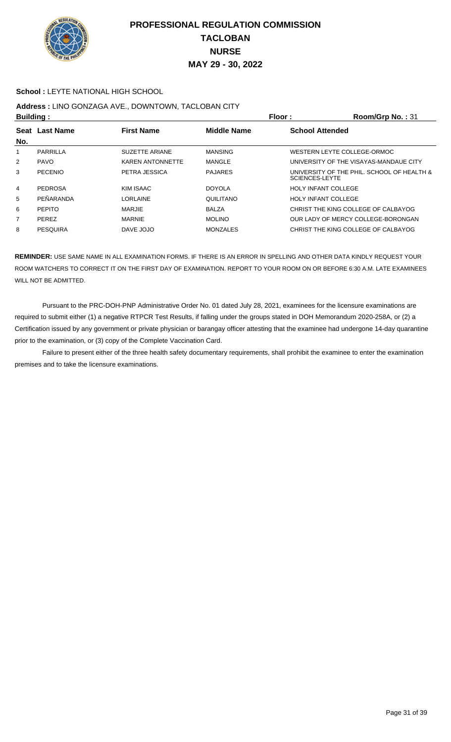# PROFESSIONAL REGULATION COMMISSION
## TACLOBAN
## NURSE
## MAY 29 - 30, 2022

**School :** LEYTE NATIONAL HIGH SCHOOL

**Address :** LINO GONZAGA AVE., DOWNTOWN, TACLOBAN CITY

**Building :** **Floor :** **Room/Grp No. :** 31

| Seat No. | Last Name | First Name | Middle Name | School Attended |
|---|---|---|---|---|
| 1 | PARRILLA | SUZETTE ARIANE | MANSING | WESTERN LEYTE COLLEGE-ORMOC |
| 2 | PAVO | KAREN ANTONNETTE | MANGLE | UNIVERSITY OF THE VISAYAS-MANDAUE CITY |
| 3 | PECENIO | PETRA JESSICA | PAJARES | UNIVERSITY OF THE PHIL. SCHOOL OF HEALTH & SCIENCES-LEYTE |
| 4 | PEDROSA | KIM ISAAC | DOYOLA | HOLY INFANT COLLEGE |
| 5 | PEÑARANDA | LORLAINE | QUILITANO | HOLY INFANT COLLEGE |
| 6 | PEPITO | MARJIE | BALZA | CHRIST THE KING COLLEGE OF CALBAYOG |
| 7 | PEREZ | MARNIE | MOLINO | OUR LADY OF MERCY COLLEGE-BORONGAN |
| 8 | PESQUIRA | DAVE JOJO | MONZALES | CHRIST THE KING COLLEGE OF CALBAYOG |

**REMINDER:** USE SAME NAME IN ALL EXAMINATION FORMS. IF THERE IS AN ERROR IN SPELLING AND OTHER DATA KINDLY REQUEST YOUR ROOM WATCHERS TO CORRECT IT ON THE FIRST DAY OF EXAMINATION. REPORT TO YOUR ROOM ON OR BEFORE 6:30 A.M. LATE EXAMINEES WILL NOT BE ADMITTED.

Pursuant to the PRC-DOH-PNP Administrative Order No. 01 dated July 28, 2021, examinees for the licensure examinations are required to submit either (1) a negative RTPCR Test Results, if falling under the groups stated in DOH Memorandum 2020-258A, or (2) a Certification issued by any government or private physician or barangay officer attesting that the examinee had undergone 14-day quarantine prior to the examination, or (3) copy of the Complete Vaccination Card.

Failure to present either of the three health safety documentary requirements, shall prohibit the examinee to enter the examination premises and to take the licensure examinations.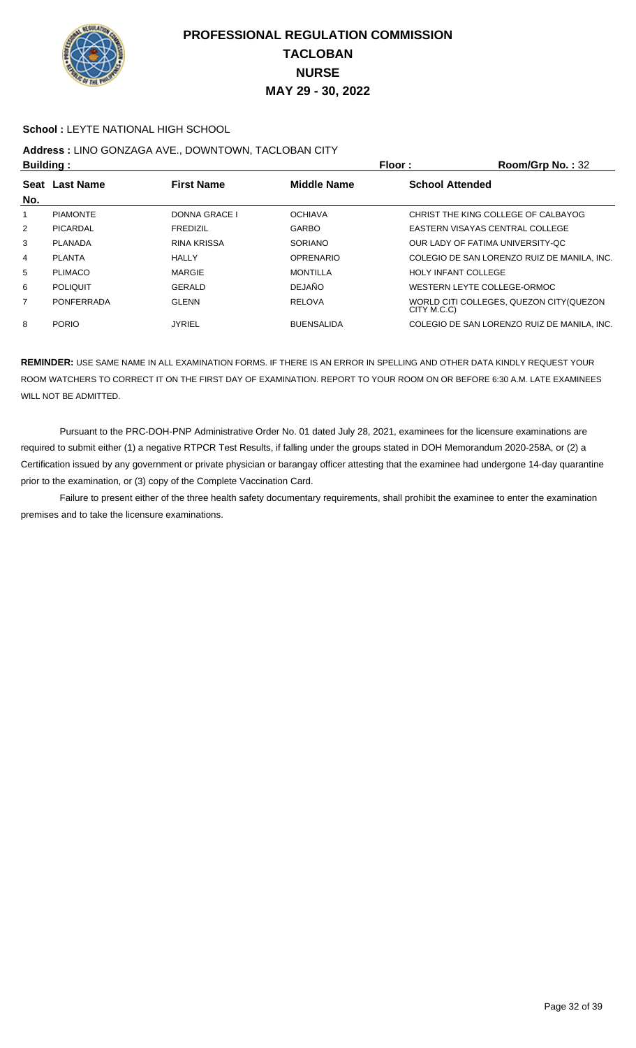# PROFESSIONAL REGULATION COMMISSION
# TACLOBAN
# NURSE
# MAY 29 - 30, 2022

**School :** LEYTE NATIONAL HIGH SCHOOL

**Address :** LINO GONZAGA AVE., DOWNTOWN, TACLOBAN CITY

**Building :** **Floor :** **Room/Grp No. :** 32

| Seat No. | Last Name | First Name | Middle Name | School Attended |
|---|---|---|---|---|
| 1 | PIAMONTE | DONNA GRACE I | OCHIAVA | CHRIST THE KING COLLEGE OF CALBAYOG |
| 2 | PICARDAL | FREDIZIL | GARBO | EASTERN VISAYAS CENTRAL COLLEGE |
| 3 | PLANADA | RINA KRISSA | SORIANO | OUR LADY OF FATIMA UNIVERSITY-QC |
| 4 | PLANTA | HALLY | OPRENARIO | COLEGIO DE SAN LORENZO RUIZ DE MANILA, INC. |
| 5 | PLIMACO | MARGIE | MONTILLA | HOLY INFANT COLLEGE |
| 6 | POLIQUIT | GERALD | DEJAÑO | WESTERN LEYTE COLLEGE-ORMOC |
| 7 | PONFERRADA | GLENN | RELOVA | WORLD CITI COLLEGES, QUEZON CITY(QUEZON CITY M.C.C) |
| 8 | PORIO | JYRIEL | BUENSALIDA | COLEGIO DE SAN LORENZO RUIZ DE MANILA, INC. |

**REMINDER:** USE SAME NAME IN ALL EXAMINATION FORMS. IF THERE IS AN ERROR IN SPELLING AND OTHER DATA KINDLY REQUEST YOUR ROOM WATCHERS TO CORRECT IT ON THE FIRST DAY OF EXAMINATION. REPORT TO YOUR ROOM ON OR BEFORE 6:30 A.M. LATE EXAMINEES WILL NOT BE ADMITTED.

Pursuant to the PRC-DOH-PNP Administrative Order No. 01 dated July 28, 2021, examinees for the licensure examinations are required to submit either (1) a negative RTPCR Test Results, if falling under the groups stated in DOH Memorandum 2020-258A, or (2) a Certification issued by any government or private physician or barangay officer attesting that the examinee had undergone 14-day quarantine prior to the examination, or (3) copy of the Complete Vaccination Card.

Failure to present either of the three health safety documentary requirements, shall prohibit the examinee to enter the examination premises and to take the licensure examinations.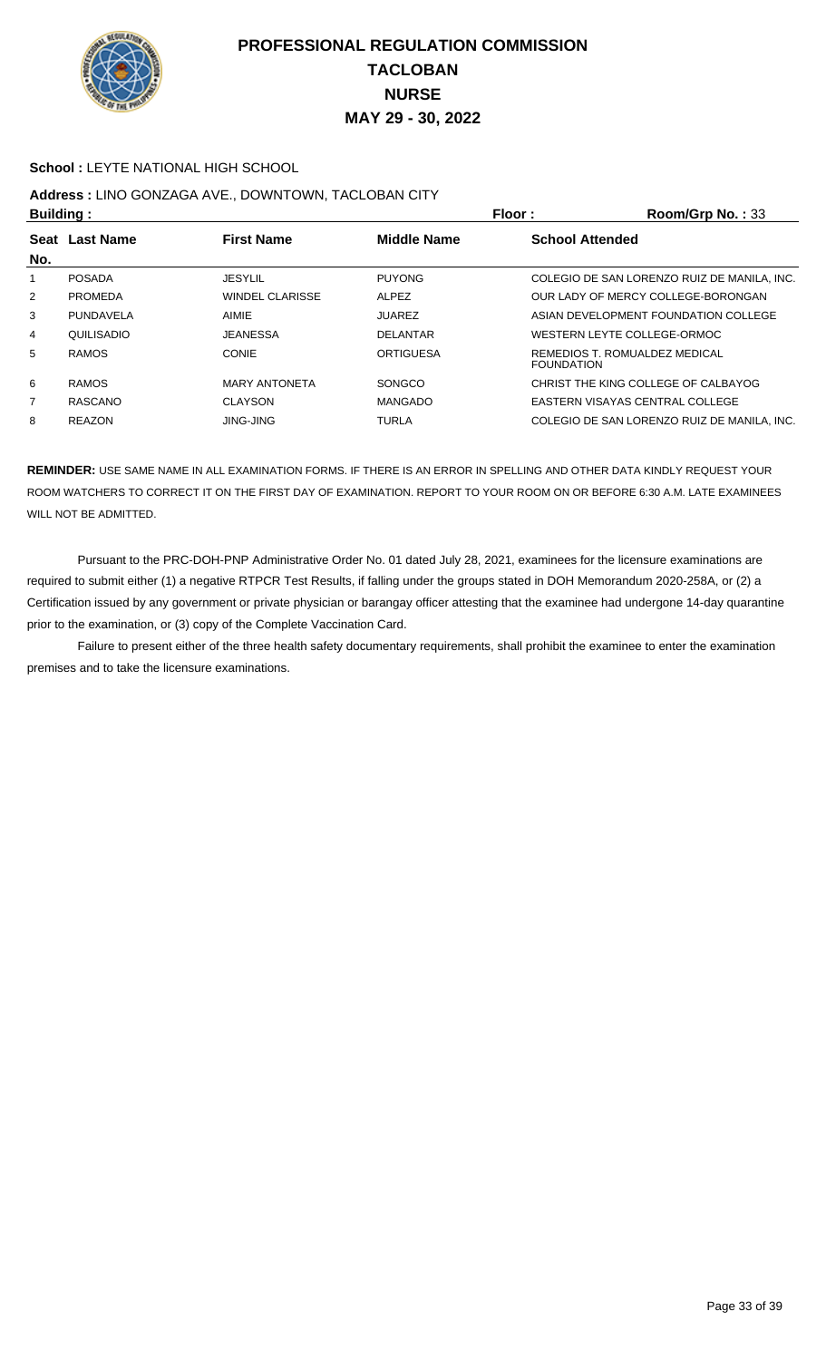# PROFESSIONAL REGULATION COMMISSION
## TACLOBAN
## NURSE
## MAY 29 - 30, 2022

**School :** LEYTE NATIONAL HIGH SCHOOL

**Address :** LINO GONZAGA AVE., DOWNTOWN, TACLOBAN CITY

**Building :** **Floor :** **Room/Grp No. :** 33

| Seat No. | Last Name | First Name | Middle Name | School Attended |
|---|---|---|---|---|
| 1 | POSADA | JESYLIL | PUYONG | COLEGIO DE SAN LORENZO RUIZ DE MANILA, INC. |
| 2 | PROMEDA | WINDEL CLARISSE | ALPEZ | OUR LADY OF MERCY COLLEGE-BORONGAN |
| 3 | PUNDAVELA | AIMIE | JUAREZ | ASIAN DEVELOPMENT FOUNDATION COLLEGE |
| 4 | QUILISADIO | JEANESSA | DELANTAR | WESTERN LEYTE COLLEGE-ORMOC |
| 5 | RAMOS | CONIE | ORTIGUESA | REMEDIOS T. ROMUALDEZ MEDICAL FOUNDATION |
| 6 | RAMOS | MARY ANTONETA | SONGCO | CHRIST THE KING COLLEGE OF CALBAYOG |
| 7 | RASCANO | CLAYSON | MANGADO | EASTERN VISAYAS CENTRAL COLLEGE |
| 8 | REAZON | JING-JING | TURLA | COLEGIO DE SAN LORENZO RUIZ DE MANILA, INC. |

**REMINDER:** USE SAME NAME IN ALL EXAMINATION FORMS. IF THERE IS AN ERROR IN SPELLING AND OTHER DATA KINDLY REQUEST YOUR ROOM WATCHERS TO CORRECT IT ON THE FIRST DAY OF EXAMINATION. REPORT TO YOUR ROOM ON OR BEFORE 6:30 A.M. LATE EXAMINEES WILL NOT BE ADMITTED.

Pursuant to the PRC-DOH-PNP Administrative Order No. 01 dated July 28, 2021, examinees for the licensure examinations are required to submit either (1) a negative RTPCR Test Results, if falling under the groups stated in DOH Memorandum 2020-258A, or (2) a Certification issued by any government or private physician or barangay officer attesting that the examinee had undergone 14-day quarantine prior to the examination, or (3) copy of the Complete Vaccination Card.

Failure to present either of the three health safety documentary requirements, shall prohibit the examinee to enter the examination premises and to take the licensure examinations.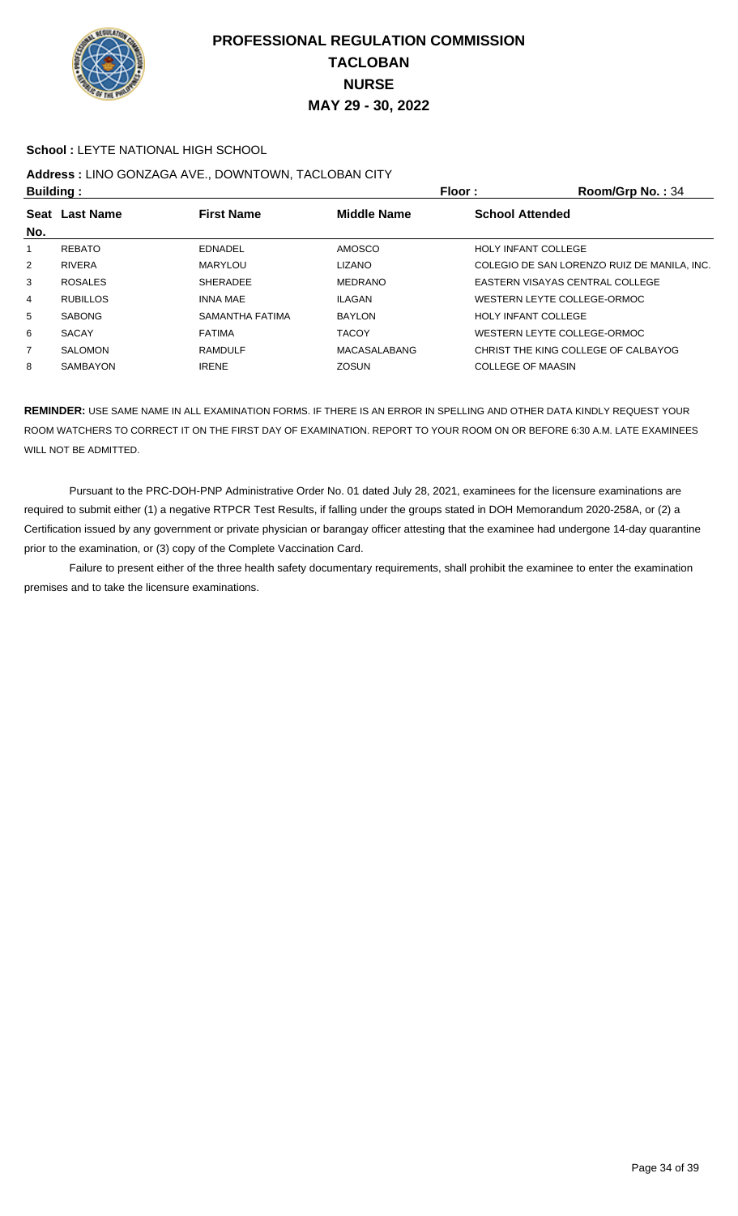# PROFESSIONAL REGULATION COMMISSION
## TACLOBAN
## NURSE
## MAY 29 - 30, 2022

**School :** LEYTE NATIONAL HIGH SCHOOL

**Address :** LINO GONZAGA AVE., DOWNTOWN, TACLOBAN CITY

**Building :** **Floor :** **Room/Grp No. :** 34

| Seat No. | Last Name | First Name | Middle Name | School Attended |
|---|---|---|---|---|
| 1 | REBATO | EDNADEL | AMOSCO | HOLY INFANT COLLEGE |
| 2 | RIVERA | MARYLOU | LIZANO | COLEGIO DE SAN LORENZO RUIZ DE MANILA, INC. |
| 3 | ROSALES | SHERADEE | MEDRANO | EASTERN VISAYAS CENTRAL COLLEGE |
| 4 | RUBILLOS | INNA MAE | ILAGAN | WESTERN LEYTE COLLEGE-ORMOC |
| 5 | SABONG | SAMANTHA FATIMA | BAYLON | HOLY INFANT COLLEGE |
| 6 | SACAY | FATIMA | TACOY | WESTERN LEYTE COLLEGE-ORMOC |
| 7 | SALOMON | RAMDULF | MACASALABANG | CHRIST THE KING COLLEGE OF CALBAYOG |
| 8 | SAMBAYON | IRENE | ZOSUN | COLLEGE OF MAASIN |

**REMINDER:** USE SAME NAME IN ALL EXAMINATION FORMS. IF THERE IS AN ERROR IN SPELLING AND OTHER DATA KINDLY REQUEST YOUR ROOM WATCHERS TO CORRECT IT ON THE FIRST DAY OF EXAMINATION. REPORT TO YOUR ROOM ON OR BEFORE 6:30 A.M. LATE EXAMINEES WILL NOT BE ADMITTED.

Pursuant to the PRC-DOH-PNP Administrative Order No. 01 dated July 28, 2021, examinees for the licensure examinations are required to submit either (1) a negative RTPCR Test Results, if falling under the groups stated in DOH Memorandum 2020-258A, or (2) a Certification issued by any government or private physician or barangay officer attesting that the examinee had undergone 14-day quarantine prior to the examination, or (3) copy of the Complete Vaccination Card.

Failure to present either of the three health safety documentary requirements, shall prohibit the examinee to enter the examination premises and to take the licensure examinations.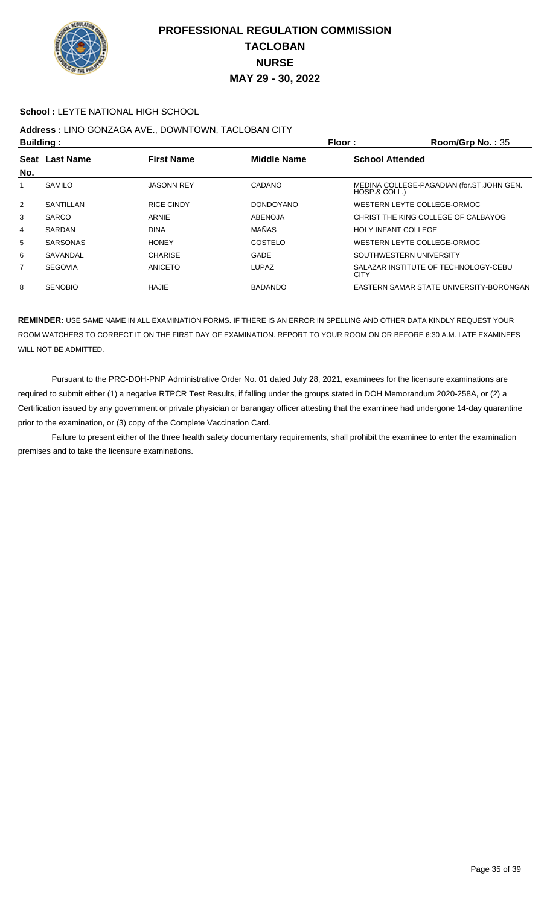# PROFESSIONAL REGULATION COMMISSION
## TACLOBAN
## NURSE
## MAY 29 - 30, 2022

**School :** LEYTE NATIONAL HIGH SCHOOL

**Address :** LINO GONZAGA AVE., DOWNTOWN, TACLOBAN CITY

**Building :** **Floor :** **Room/Grp No. :** 35

| Seat No. | Last Name | First Name | Middle Name | School Attended |
|---|---|---|---|---|
| 1 | SAMILO | JASONN REY | CADANO | MEDINA COLLEGE-PAGADIAN (for.ST.JOHN GEN. HOSP.& COLL.) |
| 2 | SANTILLAN | RICE CINDY | DONDOYANO | WESTERN LEYTE COLLEGE-ORMOC |
| 3 | SARCO | ARNIE | ABENOJA | CHRIST THE KING COLLEGE OF CALBAYOG |
| 4 | SARDAN | DINA | MAÑAS | HOLY INFANT COLLEGE |
| 5 | SARSONAS | HONEY | COSTELO | WESTERN LEYTE COLLEGE-ORMOC |
| 6 | SAVANDAL | CHARISE | GADE | SOUTHWESTERN UNIVERSITY |
| 7 | SEGOVIA | ANICETO | LUPAZ | SALAZAR INSTITUTE OF TECHNOLOGY-CEBU CITY |
| 8 | SENOBIO | HAJIE | BADANDO | EASTERN SAMAR STATE UNIVERSITY-BORONGAN |

**REMINDER:** USE SAME NAME IN ALL EXAMINATION FORMS. IF THERE IS AN ERROR IN SPELLING AND OTHER DATA KINDLY REQUEST YOUR ROOM WATCHERS TO CORRECT IT ON THE FIRST DAY OF EXAMINATION. REPORT TO YOUR ROOM ON OR BEFORE 6:30 A.M. LATE EXAMINEES WILL NOT BE ADMITTED.

Pursuant to the PRC-DOH-PNP Administrative Order No. 01 dated July 28, 2021, examinees for the licensure examinations are required to submit either (1) a negative RTPCR Test Results, if falling under the groups stated in DOH Memorandum 2020-258A, or (2) a Certification issued by any government or private physician or barangay officer attesting that the examinee had undergone 14-day quarantine prior to the examination, or (3) copy of the Complete Vaccination Card.

Failure to present either of the three health safety documentary requirements, shall prohibit the examinee to enter the examination premises and to take the licensure examinations.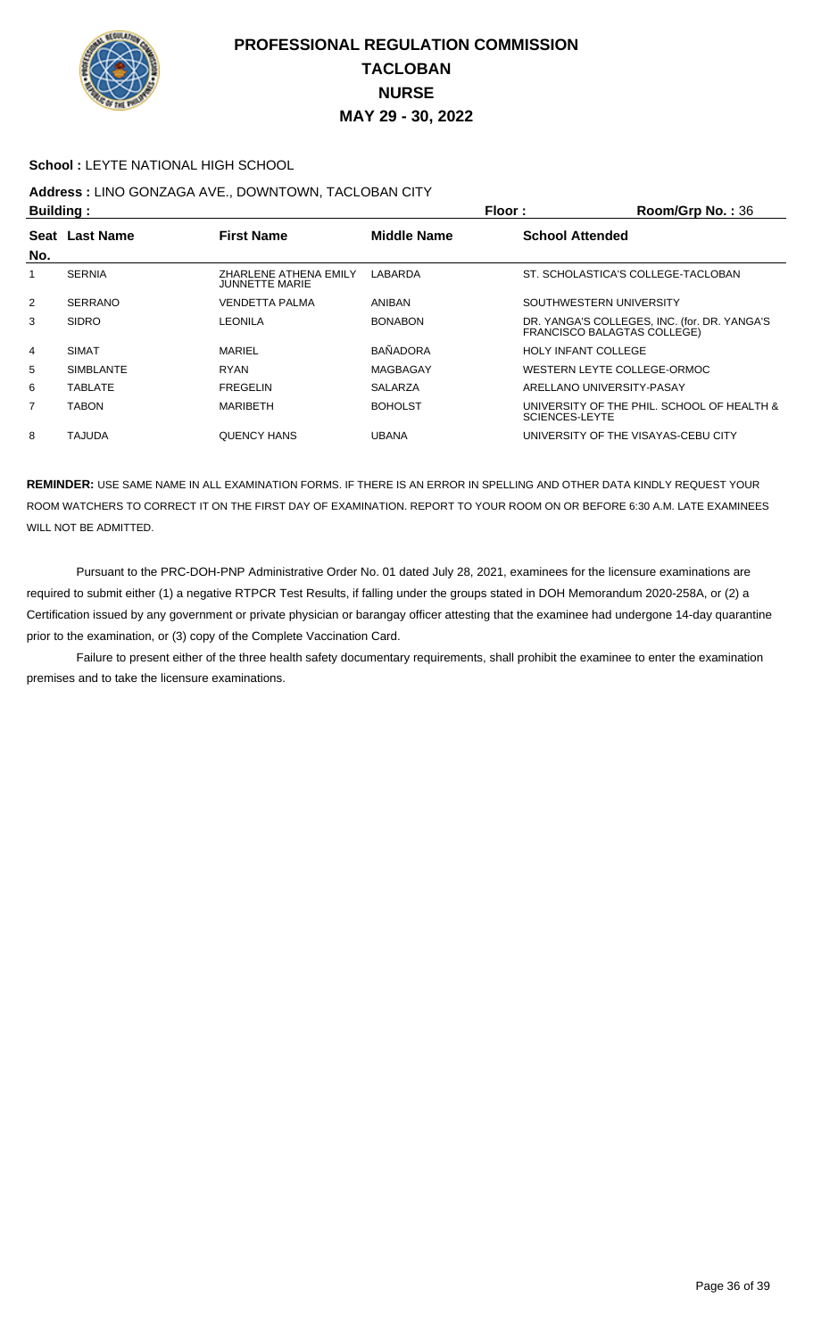# PROFESSIONAL REGULATION COMMISSION
# TACLOBAN
# NURSE
# MAY 29 - 30, 2022

**School :** LEYTE NATIONAL HIGH SCHOOL

**Address :** LINO GONZAGA AVE., DOWNTOWN, TACLOBAN CITY

**Building :** **Floor :** **Room/Grp No. :** 36

| Seat No. | Last Name | First Name | Middle Name | School Attended |
|---|---|---|---|---|
| 1 | SERNIA | ZHARLENE ATHENA EMILY JUNNETTE MARIE | LABARDA | ST. SCHOLASTICA'S COLLEGE-TACLOBAN |
| 2 | SERRANO | VENDETTA PALMA | ANIBAN | SOUTHWESTERN UNIVERSITY |
| 3 | SIDRO | LEONILA | BONABON | DR. YANGA'S COLLEGES, INC. (for. DR. YANGA'S FRANCISCO BALAGTAS COLLEGE) |
| 4 | SIMAT | MARIEL | BAÑADORA | HOLY INFANT COLLEGE |
| 5 | SIMBLANTE | RYAN | MAGBAGAY | WESTERN LEYTE COLLEGE-ORMOC |
| 6 | TABLATE | FREGELIN | SALARZA | ARELLANO UNIVERSITY-PASAY |
| 7 | TABON | MARIBETH | BOHOLST | UNIVERSITY OF THE PHIL. SCHOOL OF HEALTH & SCIENCES-LEYTE |
| 8 | TAJUDA | QUENCY HANS | UBANA | UNIVERSITY OF THE VISAYAS-CEBU CITY |

**REMINDER:** USE SAME NAME IN ALL EXAMINATION FORMS. IF THERE IS AN ERROR IN SPELLING AND OTHER DATA KINDLY REQUEST YOUR ROOM WATCHERS TO CORRECT IT ON THE FIRST DAY OF EXAMINATION. REPORT TO YOUR ROOM ON OR BEFORE 6:30 A.M. LATE EXAMINEES WILL NOT BE ADMITTED.

Pursuant to the PRC-DOH-PNP Administrative Order No. 01 dated July 28, 2021, examinees for the licensure examinations are required to submit either (1) a negative RTPCR Test Results, if falling under the groups stated in DOH Memorandum 2020-258A, or (2) a Certification issued by any government or private physician or barangay officer attesting that the examinee had undergone 14-day quarantine prior to the examination, or (3) copy of the Complete Vaccination Card.

Failure to present either of the three health safety documentary requirements, shall prohibit the examinee to enter the examination premises and to take the licensure examinations.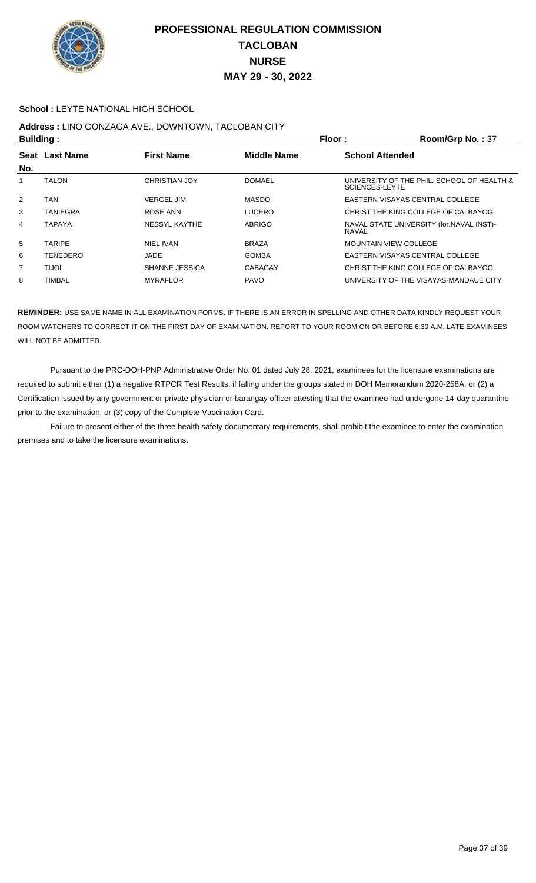# PROFESSIONAL REGULATION COMMISSION
## TACLOBAN
## NURSE
## MAY 29 - 30, 2022

**School :** LEYTE NATIONAL HIGH SCHOOL

**Address :** LINO GONZAGA AVE., DOWNTOWN, TACLOBAN CITY

**Building :** **Floor :** **Room/Grp No. :** 37

| Seat No. | Last Name | First Name | Middle Name | School Attended |
|---|---|---|---|---|
| 1 | TALON | CHRISTIAN JOY | DOMAEL | UNIVERSITY OF THE PHIL. SCHOOL OF HEALTH & SCIENCES-LEYTE |
| 2 | TAN | VERGEL JIM | MASDO | EASTERN VISAYAS CENTRAL COLLEGE |
| 3 | TANIEGRA | ROSE ANN | LUCERO | CHRIST THE KING COLLEGE OF CALBAYOG |
| 4 | TAPAYA | NESSYL KAYTHE | ABRIGO | NAVAL STATE UNIVERSITY (for.NAVAL INST)-NAVAL |
| 5 | TARIPE | NIEL IVAN | BRAZA | MOUNTAIN VIEW COLLEGE |
| 6 | TENEDERO | JADE | GOMBA | EASTERN VISAYAS CENTRAL COLLEGE |
| 7 | TIJOL | SHANNE JESSICA | CABAGAY | CHRIST THE KING COLLEGE OF CALBAYOG |
| 8 | TIMBAL | MYRAFLOR | PAVO | UNIVERSITY OF THE VISAYAS-MANDAUE CITY |

**REMINDER:** USE SAME NAME IN ALL EXAMINATION FORMS. IF THERE IS AN ERROR IN SPELLING AND OTHER DATA KINDLY REQUEST YOUR ROOM WATCHERS TO CORRECT IT ON THE FIRST DAY OF EXAMINATION. REPORT TO YOUR ROOM ON OR BEFORE 6:30 A.M. LATE EXAMINEES WILL NOT BE ADMITTED.

Pursuant to the PRC-DOH-PNP Administrative Order No. 01 dated July 28, 2021, examinees for the licensure examinations are required to submit either (1) a negative RTPCR Test Results, if falling under the groups stated in DOH Memorandum 2020-258A, or (2) a Certification issued by any government or private physician or barangay officer attesting that the examinee had undergone 14-day quarantine prior to the examination, or (3) copy of the Complete Vaccination Card.

Failure to present either of the three health safety documentary requirements, shall prohibit the examinee to enter the examination premises and to take the licensure examinations.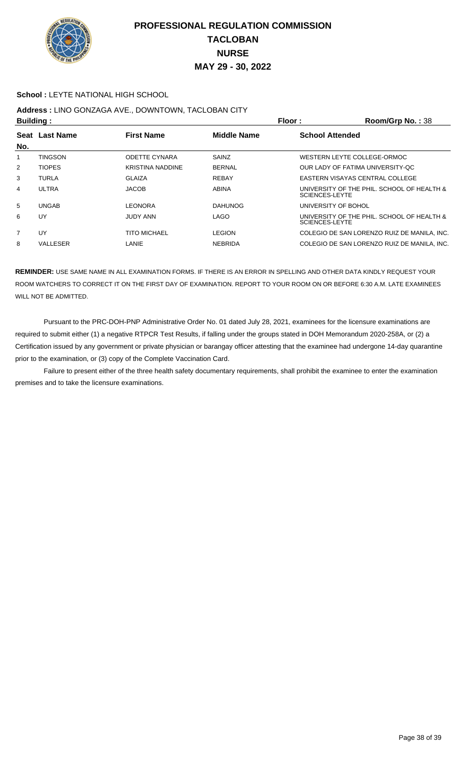# PROFESSIONAL REGULATION COMMISSION
## TACLOBAN
## NURSE
## MAY 29 - 30, 2022

**School :** LEYTE NATIONAL HIGH SCHOOL

**Address :** LINO GONZAGA AVE., DOWNTOWN, TACLOBAN CITY

**Building :** **Floor :** **Room/Grp No. :** 38

| Seat No. | Last Name | First Name | Middle Name | School Attended |
|---|---|---|---|---|
| 1 | TINGSON | ODETTE CYNARA | SAINZ | WESTERN LEYTE COLLEGE-ORMOC |
| 2 | TIOPES | KRISTINA NADDINE | BERNAL | OUR LADY OF FATIMA UNIVERSITY-QC |
| 3 | TURLA | GLAIZA | REBAY | EASTERN VISAYAS CENTRAL COLLEGE |
| 4 | ULTRA | JACOB | ABINA | UNIVERSITY OF THE PHIL. SCHOOL OF HEALTH & SCIENCES-LEYTE |
| 5 | UNGAB | LEONORA | DAHUNOG | UNIVERSITY OF BOHOL |
| 6 | UY | JUDY ANN | LAGO | UNIVERSITY OF THE PHIL. SCHOOL OF HEALTH & SCIENCES-LEYTE |
| 7 | UY | TITO MICHAEL | LEGION | COLEGIO DE SAN LORENZO RUIZ DE MANILA, INC. |
| 8 | VALLESER | LANIE | NEBRIDA | COLEGIO DE SAN LORENZO RUIZ DE MANILA, INC. |

**REMINDER:** USE SAME NAME IN ALL EXAMINATION FORMS. IF THERE IS AN ERROR IN SPELLING AND OTHER DATA KINDLY REQUEST YOUR ROOM WATCHERS TO CORRECT IT ON THE FIRST DAY OF EXAMINATION. REPORT TO YOUR ROOM ON OR BEFORE 6:30 A.M. LATE EXAMINEES WILL NOT BE ADMITTED.

Pursuant to the PRC-DOH-PNP Administrative Order No. 01 dated July 28, 2021, examinees for the licensure examinations are required to submit either (1) a negative RTPCR Test Results, if falling under the groups stated in DOH Memorandum 2020-258A, or (2) a Certification issued by any government or private physician or barangay officer attesting that the examinee had undergone 14-day quarantine prior to the examination, or (3) copy of the Complete Vaccination Card.

Failure to present either of the three health safety documentary requirements, shall prohibit the examinee to enter the examination premises and to take the licensure examinations.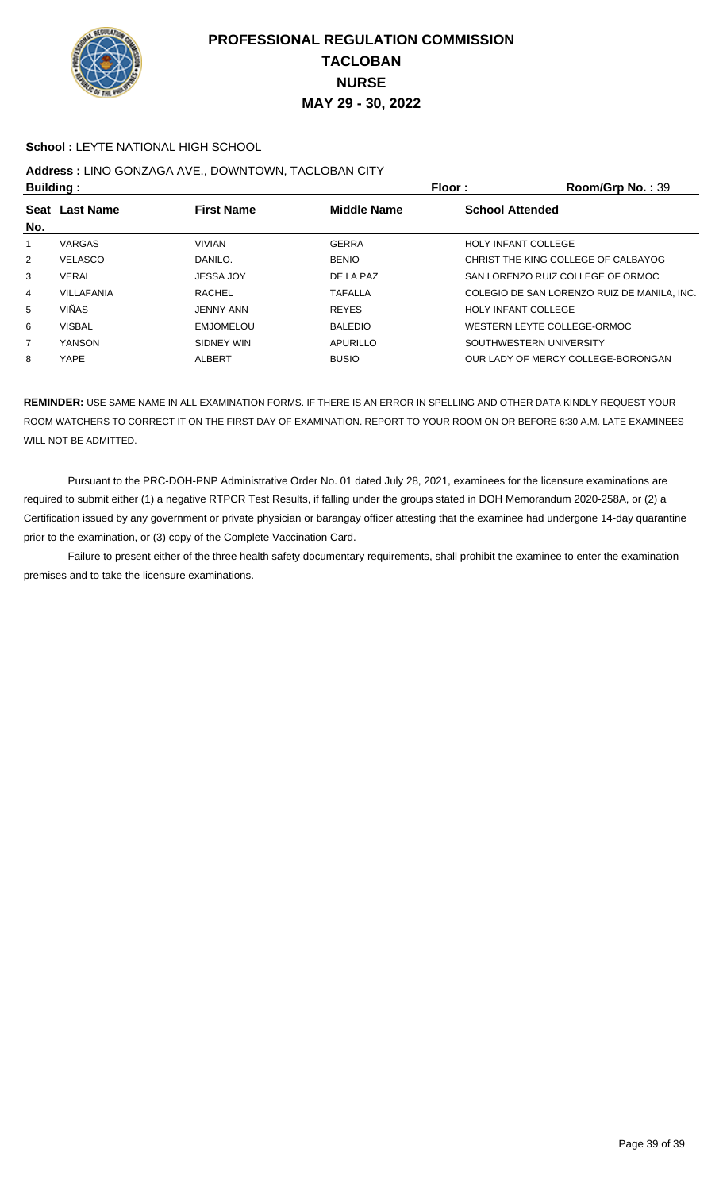# PROFESSIONAL REGULATION COMMISSION
## TACLOBAN
## NURSE
## MAY 29 - 30, 2022

**School :** LEYTE NATIONAL HIGH SCHOOL

**Address :** LINO GONZAGA AVE., DOWNTOWN, TACLOBAN CITY

**Building :** **Floor :** **Room/Grp No. :** 39

| Seat No. | Last Name | First Name | Middle Name | School Attended |
|---|---|---|---|---|
| 1 | VARGAS | VIVIAN | GERRA | HOLY INFANT COLLEGE |
| 2 | VELASCO | DANILO. | BENIO | CHRIST THE KING COLLEGE OF CALBAYOG |
| 3 | VERAL | JESSA JOY | DE LA PAZ | SAN LORENZO RUIZ COLLEGE OF ORMOC |
| 4 | VILLAFANIA | RACHEL | TAFALLA | COLEGIO DE SAN LORENZO RUIZ DE MANILA, INC. |
| 5 | VIÑAS | JENNY ANN | REYES | HOLY INFANT COLLEGE |
| 6 | VISBAL | EMJOMELOU | BALEDIO | WESTERN LEYTE COLLEGE-ORMOC |
| 7 | YANSON | SIDNEY WIN | APURILLO | SOUTHWESTERN UNIVERSITY |
| 8 | YAPE | ALBERT | BUSIO | OUR LADY OF MERCY COLLEGE-BORONGAN |

**REMINDER:** USE SAME NAME IN ALL EXAMINATION FORMS. IF THERE IS AN ERROR IN SPELLING AND OTHER DATA KINDLY REQUEST YOUR ROOM WATCHERS TO CORRECT IT ON THE FIRST DAY OF EXAMINATION. REPORT TO YOUR ROOM ON OR BEFORE 6:30 A.M. LATE EXAMINEES WILL NOT BE ADMITTED.

Pursuant to the PRC-DOH-PNP Administrative Order No. 01 dated July 28, 2021, examinees for the licensure examinations are required to submit either (1) a negative RTPCR Test Results, if falling under the groups stated in DOH Memorandum 2020-258A, or (2) a Certification issued by any government or private physician or barangay officer attesting that the examinee had undergone 14-day quarantine prior to the examination, or (3) copy of the Complete Vaccination Card.

Failure to present either of the three health safety documentary requirements, shall prohibit the examinee to enter the examination premises and to take the licensure examinations.